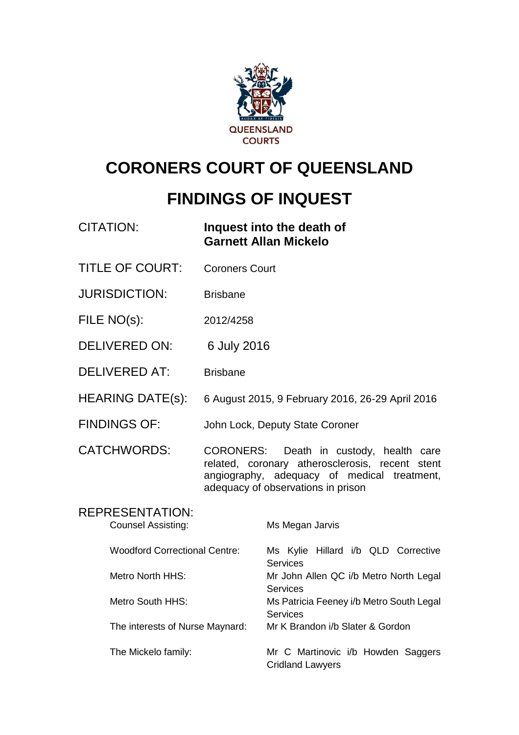QUEENSLAND COURTS

# CORONERS COURT OF QUEENSLAND

# FINDINGS OF INQUEST

| | |
|---|---|
| CITATION: | **Inquest into the death of Garnett Allan Mickelo** |
| TITLE OF COURT: | Coroners Court |
| JURISDICTION: | Brisbane |
| FILE NO(s): | 2012/4258 |
| DELIVERED ON: | 6 July 2016 |
| DELIVERED AT: | Brisbane |
| HEARING DATE(s): | 6 August 2015, 9 February 2016, 26-29 April 2016 |
| FINDINGS OF: | John Lock, Deputy State Coroner |
| CATCHWORDS: | CORONERS: Death in custody, health care related, coronary atherosclerosis, recent stent angiography, adequacy of medical treatment, adequacy of observations in prison |

REPRESENTATION:

| | |
|---|---|
| Counsel Assisting: | Ms Megan Jarvis |
| Woodford Correctional Centre: | Ms Kylie Hillard i/b QLD Corrective Services |
| Metro North HHS: | Mr John Allen QC i/b Metro North Legal Services |
| Metro South HHS: | Ms Patricia Feeney i/b Metro South Legal Services |
| The interests of Nurse Maynard: | Mr K Brandon i/b Slater & Gordon |
| The Mickelo family: | Mr C Martinovic i/b Howden Saggers Cridland Lawyers |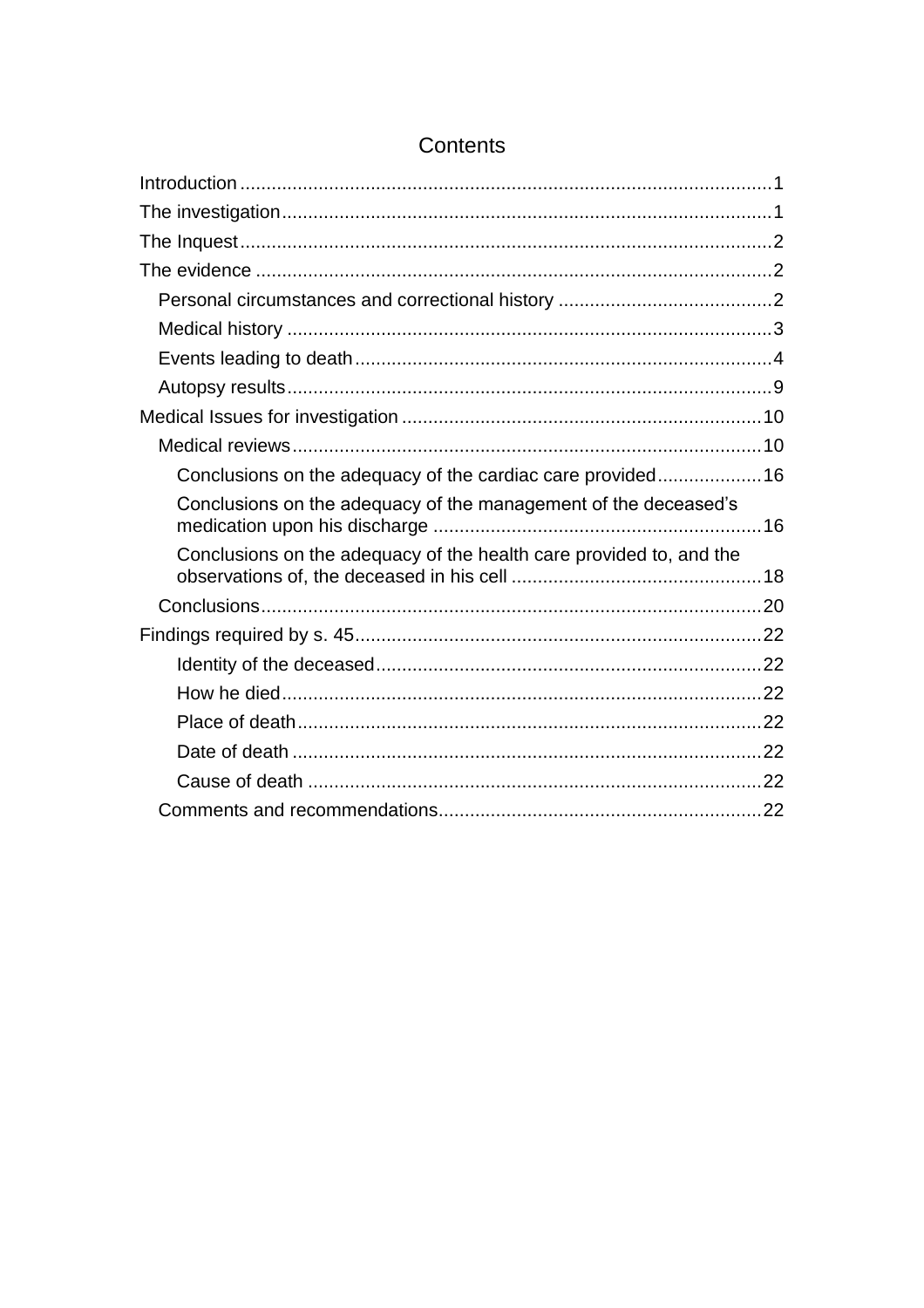# Contents

- Introduction ..... 1
- The investigation ..... 1
- The Inquest ..... 2
- The evidence ..... 2
  - Personal circumstances and correctional history ..... 2
  - Medical history ..... 3
  - Events leading to death ..... 4
  - Autopsy results ..... 9
- Medical Issues for investigation ..... 10
  - Medical reviews ..... 10
    - Conclusions on the adequacy of the cardiac care provided ..... 16
    - Conclusions on the adequacy of the management of the deceased's medication upon his discharge ..... 16
    - Conclusions on the adequacy of the health care provided to, and the observations of, the deceased in his cell ..... 18
  - Conclusions ..... 20
- Findings required by s. 45 ..... 22
    - Identity of the deceased ..... 22
    - How he died ..... 22
    - Place of death ..... 22
    - Date of death ..... 22
    - Cause of death ..... 22
  - Comments and recommendations ..... 22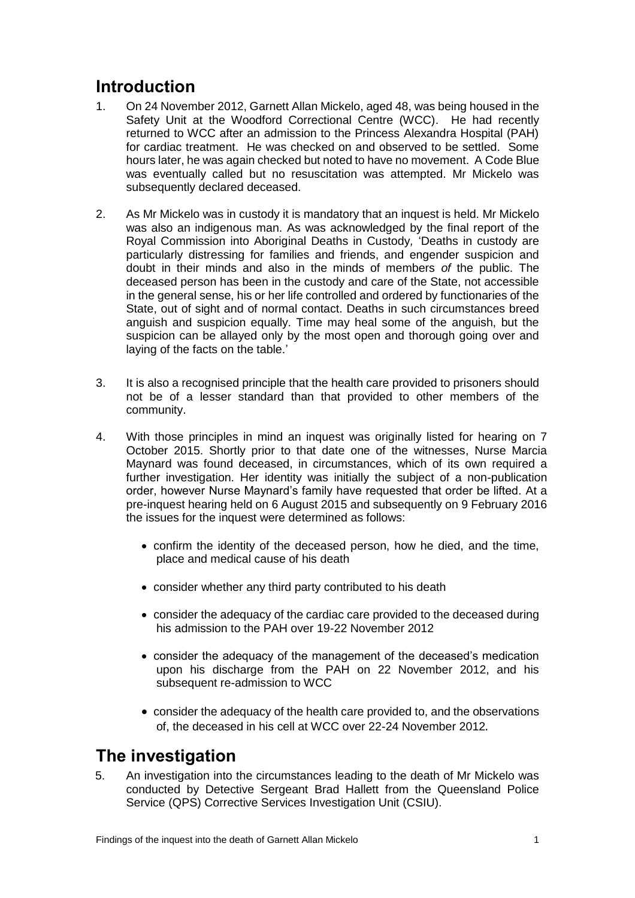## Introduction

1. On 24 November 2012, Garnett Allan Mickelo, aged 48, was being housed in the Safety Unit at the Woodford Correctional Centre (WCC). He had recently returned to WCC after an admission to the Princess Alexandra Hospital (PAH) for cardiac treatment. He was checked on and observed to be settled. Some hours later, he was again checked but noted to have no movement. A Code Blue was eventually called but no resuscitation was attempted. Mr Mickelo was subsequently declared deceased.

2. As Mr Mickelo was in custody it is mandatory that an inquest is held. Mr Mickelo was also an indigenous man. As was acknowledged by the final report of the Royal Commission into Aboriginal Deaths in Custody*,* 'Deaths in custody are particularly distressing for families and friends, and engender suspicion and doubt in their minds and also in the minds of members *of* the public. The deceased person has been in the custody and care of the State, not accessible in the general sense, his or her life controlled and ordered by functionaries of the State, out of sight and of normal contact. Deaths in such circumstances breed anguish and suspicion equally. Time may heal some of the anguish, but the suspicion can be allayed only by the most open and thorough going over and laying of the facts on the table.'

3. It is also a recognised principle that the health care provided to prisoners should not be of a lesser standard than that provided to other members of the community.

4. With those principles in mind an inquest was originally listed for hearing on 7 October 2015. Shortly prior to that date one of the witnesses, Nurse Marcia Maynard was found deceased, in circumstances, which of its own required a further investigation. Her identity was initially the subject of a non-publication order, however Nurse Maynard's family have requested that order be lifted. At a pre-inquest hearing held on 6 August 2015 and subsequently on 9 February 2016 the issues for the inquest were determined as follows:

   - confirm the identity of the deceased person, how he died, and the time, place and medical cause of his death
   - consider whether any third party contributed to his death
   - consider the adequacy of the cardiac care provided to the deceased during his admission to the PAH over 19-22 November 2012
   - consider the adequacy of the management of the deceased's medication upon his discharge from the PAH on 22 November 2012, and his subsequent re-admission to WCC
   - consider the adequacy of the health care provided to, and the observations of, the deceased in his cell at WCC over 22-24 November 2012.

## The investigation

5. An investigation into the circumstances leading to the death of Mr Mickelo was conducted by Detective Sergeant Brad Hallett from the Queensland Police Service (QPS) Corrective Services Investigation Unit (CSIU).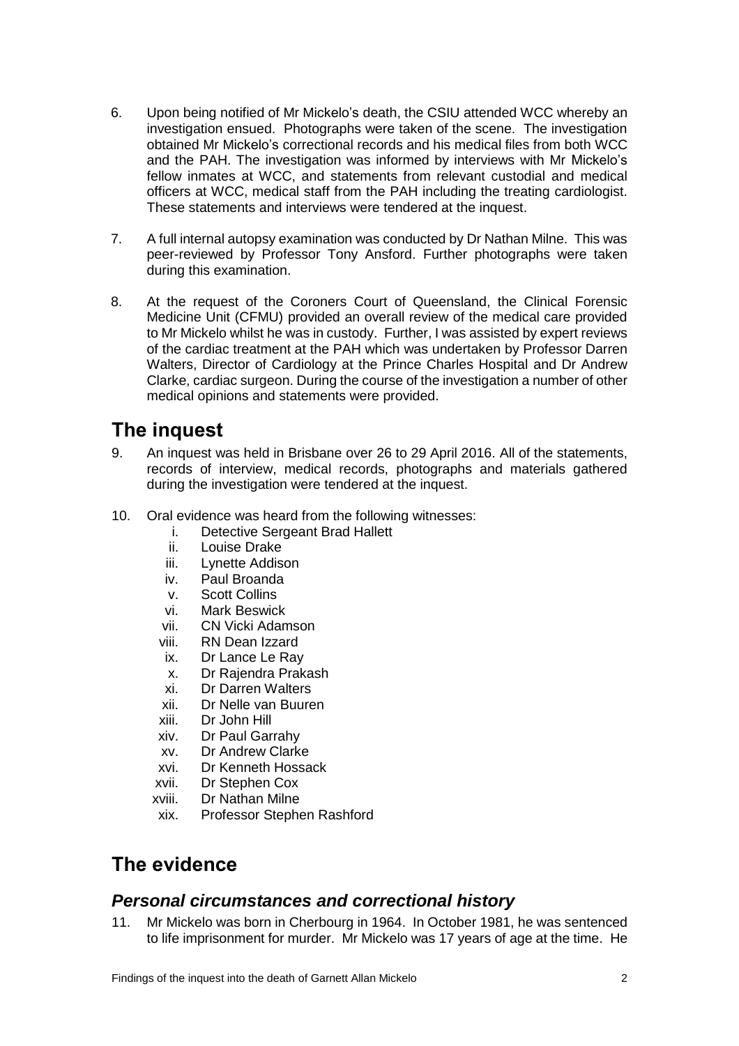6. Upon being notified of Mr Mickelo's death, the CSIU attended WCC whereby an investigation ensued. Photographs were taken of the scene. The investigation obtained Mr Mickelo's correctional records and his medical files from both WCC and the PAH. The investigation was informed by interviews with Mr Mickelo's fellow inmates at WCC, and statements from relevant custodial and medical officers at WCC, medical staff from the PAH including the treating cardiologist. These statements and interviews were tendered at the inquest.

7. A full internal autopsy examination was conducted by Dr Nathan Milne. This was peer-reviewed by Professor Tony Ansford. Further photographs were taken during this examination.

8. At the request of the Coroners Court of Queensland, the Clinical Forensic Medicine Unit (CFMU) provided an overall review of the medical care provided to Mr Mickelo whilst he was in custody. Further, I was assisted by expert reviews of the cardiac treatment at the PAH which was undertaken by Professor Darren Walters, Director of Cardiology at the Prince Charles Hospital and Dr Andrew Clarke, cardiac surgeon. During the course of the investigation a number of other medical opinions and statements were provided.

## The inquest

9. An inquest was held in Brisbane over 26 to 29 April 2016. All of the statements, records of interview, medical records, photographs and materials gathered during the investigation were tendered at the inquest.

10. Oral evidence was heard from the following witnesses:
    i. Detective Sergeant Brad Hallett
    ii. Louise Drake
    iii. Lynette Addison
    iv. Paul Broanda
    v. Scott Collins
    vi. Mark Beswick
    vii. CN Vicki Adamson
    viii. RN Dean Izzard
    ix. Dr Lance Le Ray
    x. Dr Rajendra Prakash
    xi. Dr Darren Walters
    xii. Dr Nelle van Buuren
    xiii. Dr John Hill
    xiv. Dr Paul Garrahy
    xv. Dr Andrew Clarke
    xvi. Dr Kenneth Hossack
    xvii. Dr Stephen Cox
    xviii. Dr Nathan Milne
    xix. Professor Stephen Rashford

## The evidence

### *Personal circumstances and correctional history*

11. Mr Mickelo was born in Cherbourg in 1964. In October 1981, he was sentenced to life imprisonment for murder. Mr Mickelo was 17 years of age at the time. He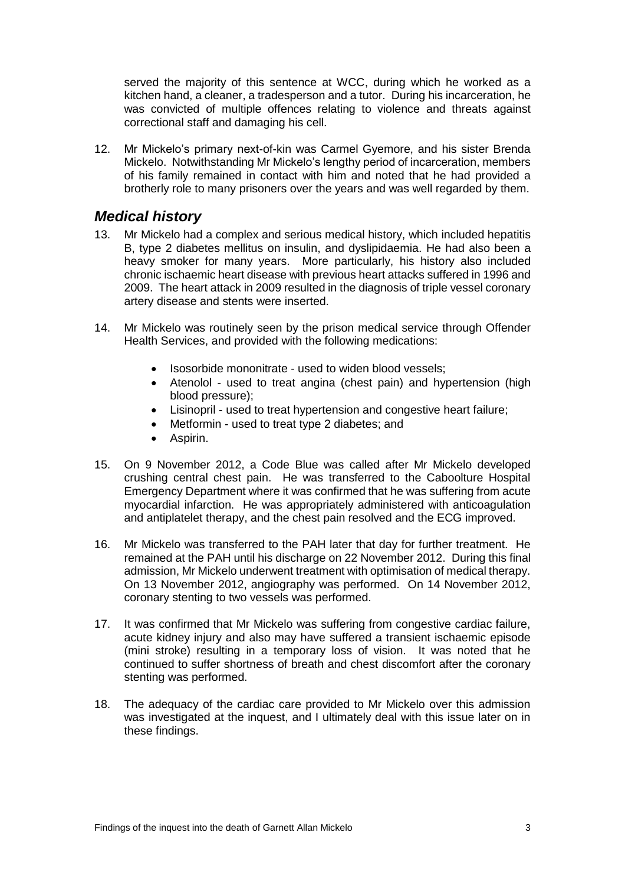served the majority of this sentence at WCC, during which he worked as a kitchen hand, a cleaner, a tradesperson and a tutor. During his incarceration, he was convicted of multiple offences relating to violence and threats against correctional staff and damaging his cell.

12. Mr Mickelo's primary next-of-kin was Carmel Gyemore, and his sister Brenda Mickelo. Notwithstanding Mr Mickelo's lengthy period of incarceration, members of his family remained in contact with him and noted that he had provided a brotherly role to many prisoners over the years and was well regarded by them.

## *Medical history*

13. Mr Mickelo had a complex and serious medical history, which included hepatitis B, type 2 diabetes mellitus on insulin, and dyslipidaemia. He had also been a heavy smoker for many years. More particularly, his history also included chronic ischaemic heart disease with previous heart attacks suffered in 1996 and 2009. The heart attack in 2009 resulted in the diagnosis of triple vessel coronary artery disease and stents were inserted.

14. Mr Mickelo was routinely seen by the prison medical service through Offender Health Services, and provided with the following medications:

    - Isosorbide mononitrate - used to widen blood vessels;
    - Atenolol - used to treat angina (chest pain) and hypertension (high blood pressure);
    - Lisinopril - used to treat hypertension and congestive heart failure;
    - Metformin - used to treat type 2 diabetes; and
    - Aspirin.

15. On 9 November 2012, a Code Blue was called after Mr Mickelo developed crushing central chest pain. He was transferred to the Caboolture Hospital Emergency Department where it was confirmed that he was suffering from acute myocardial infarction. He was appropriately administered with anticoagulation and antiplatelet therapy, and the chest pain resolved and the ECG improved.

16. Mr Mickelo was transferred to the PAH later that day for further treatment. He remained at the PAH until his discharge on 22 November 2012. During this final admission, Mr Mickelo underwent treatment with optimisation of medical therapy. On 13 November 2012, angiography was performed. On 14 November 2012, coronary stenting to two vessels was performed.

17. It was confirmed that Mr Mickelo was suffering from congestive cardiac failure, acute kidney injury and also may have suffered a transient ischaemic episode (mini stroke) resulting in a temporary loss of vision. It was noted that he continued to suffer shortness of breath and chest discomfort after the coronary stenting was performed.

18. The adequacy of the cardiac care provided to Mr Mickelo over this admission was investigated at the inquest, and I ultimately deal with this issue later on in these findings.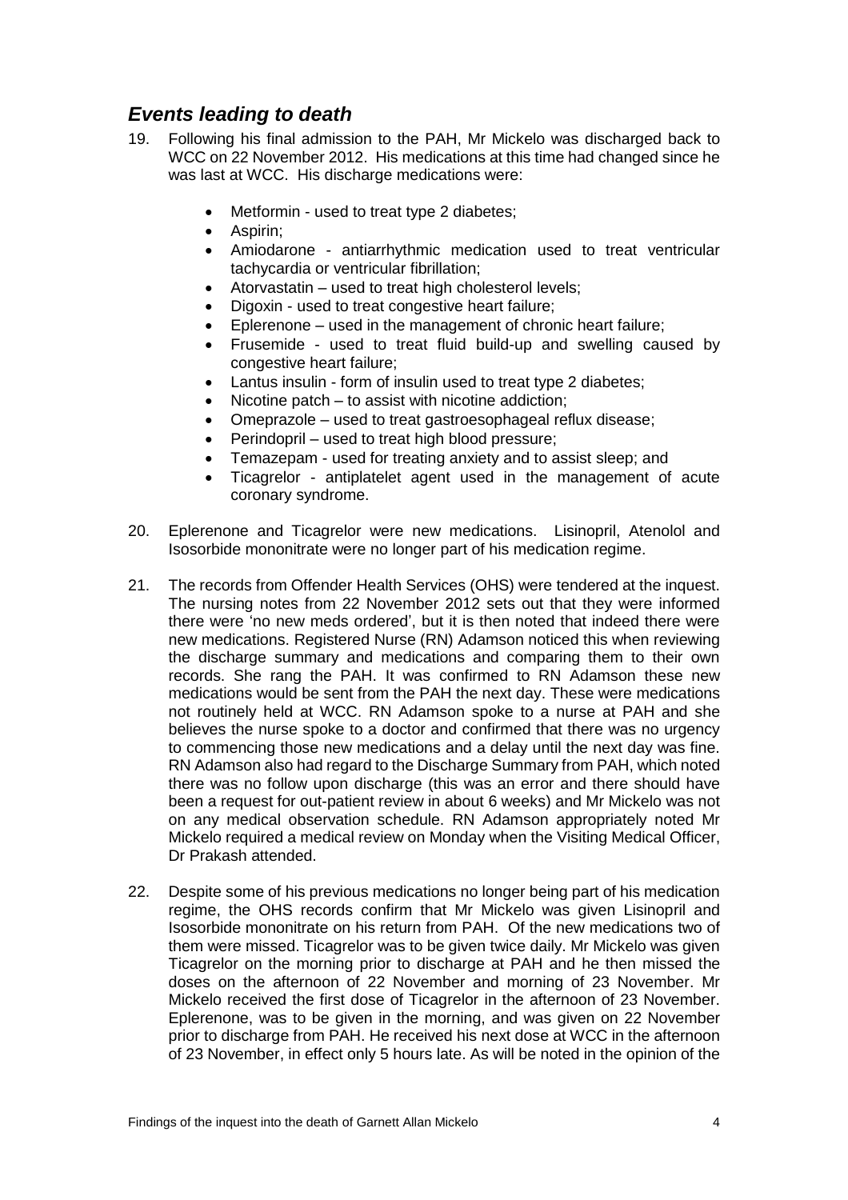## *Events leading to death*

19. Following his final admission to the PAH, Mr Mickelo was discharged back to WCC on 22 November 2012. His medications at this time had changed since he was last at WCC. His discharge medications were:

    - Metformin - used to treat type 2 diabetes;
    - Aspirin;
    - Amiodarone - antiarrhythmic medication used to treat ventricular tachycardia or ventricular fibrillation;
    - Atorvastatin – used to treat high cholesterol levels;
    - Digoxin - used to treat congestive heart failure;
    - Eplerenone – used in the management of chronic heart failure;
    - Frusemide - used to treat fluid build-up and swelling caused by congestive heart failure;
    - Lantus insulin - form of insulin used to treat type 2 diabetes;
    - Nicotine patch – to assist with nicotine addiction;
    - Omeprazole – used to treat gastroesophageal reflux disease;
    - Perindopril – used to treat high blood pressure;
    - Temazepam - used for treating anxiety and to assist sleep; and
    - Ticagrelor - antiplatelet agent used in the management of acute coronary syndrome.

20. Eplerenone and Ticagrelor were new medications. Lisinopril, Atenolol and Isosorbide mononitrate were no longer part of his medication regime.

21. The records from Offender Health Services (OHS) were tendered at the inquest. The nursing notes from 22 November 2012 sets out that they were informed there were 'no new meds ordered', but it is then noted that indeed there were new medications. Registered Nurse (RN) Adamson noticed this when reviewing the discharge summary and medications and comparing them to their own records. She rang the PAH. It was confirmed to RN Adamson these new medications would be sent from the PAH the next day. These were medications not routinely held at WCC. RN Adamson spoke to a nurse at PAH and she believes the nurse spoke to a doctor and confirmed that there was no urgency to commencing those new medications and a delay until the next day was fine. RN Adamson also had regard to the Discharge Summary from PAH, which noted there was no follow upon discharge (this was an error and there should have been a request for out-patient review in about 6 weeks) and Mr Mickelo was not on any medical observation schedule. RN Adamson appropriately noted Mr Mickelo required a medical review on Monday when the Visiting Medical Officer, Dr Prakash attended.

22. Despite some of his previous medications no longer being part of his medication regime, the OHS records confirm that Mr Mickelo was given Lisinopril and Isosorbide mononitrate on his return from PAH. Of the new medications two of them were missed. Ticagrelor was to be given twice daily. Mr Mickelo was given Ticagrelor on the morning prior to discharge at PAH and he then missed the doses on the afternoon of 22 November and morning of 23 November. Mr Mickelo received the first dose of Ticagrelor in the afternoon of 23 November. Eplerenone, was to be given in the morning, and was given on 22 November prior to discharge from PAH. He received his next dose at WCC in the afternoon of 23 November, in effect only 5 hours late. As will be noted in the opinion of the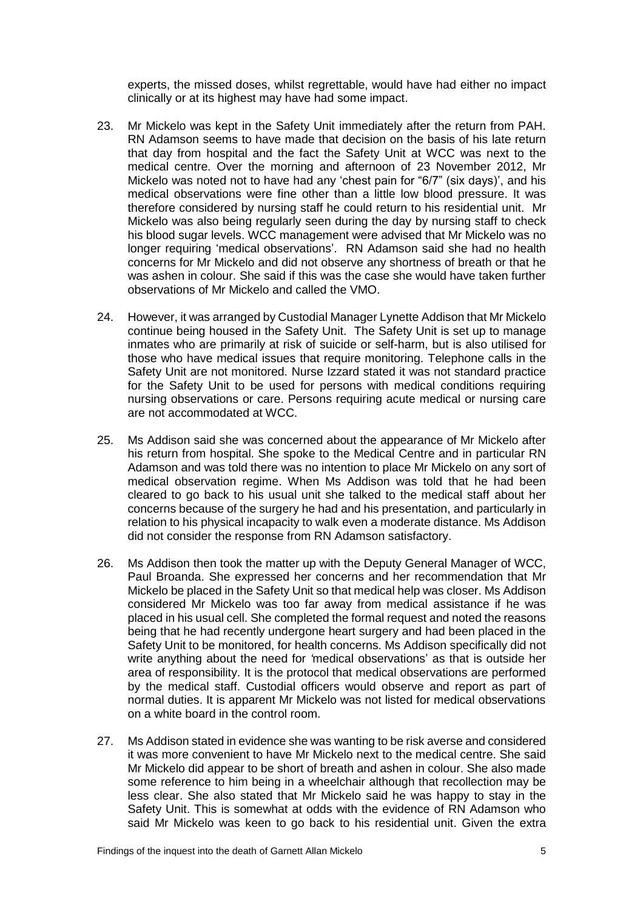experts, the missed doses, whilst regrettable, would have had either no impact clinically or at its highest may have had some impact.

23. Mr Mickelo was kept in the Safety Unit immediately after the return from PAH. RN Adamson seems to have made that decision on the basis of his late return that day from hospital and the fact the Safety Unit at WCC was next to the medical centre. Over the morning and afternoon of 23 November 2012, Mr Mickelo was noted not to have had any 'chest pain for "6/7" (six days)', and his medical observations were fine other than a little low blood pressure. It was therefore considered by nursing staff he could return to his residential unit. Mr Mickelo was also being regularly seen during the day by nursing staff to check his blood sugar levels. WCC management were advised that Mr Mickelo was no longer requiring 'medical observations'. RN Adamson said she had no health concerns for Mr Mickelo and did not observe any shortness of breath or that he was ashen in colour. She said if this was the case she would have taken further observations of Mr Mickelo and called the VMO.

24. However, it was arranged by Custodial Manager Lynette Addison that Mr Mickelo continue being housed in the Safety Unit. The Safety Unit is set up to manage inmates who are primarily at risk of suicide or self-harm, but is also utilised for those who have medical issues that require monitoring. Telephone calls in the Safety Unit are not monitored. Nurse Izzard stated it was not standard practice for the Safety Unit to be used for persons with medical conditions requiring nursing observations or care. Persons requiring acute medical or nursing care are not accommodated at WCC.

25. Ms Addison said she was concerned about the appearance of Mr Mickelo after his return from hospital. She spoke to the Medical Centre and in particular RN Adamson and was told there was no intention to place Mr Mickelo on any sort of medical observation regime. When Ms Addison was told that he had been cleared to go back to his usual unit she talked to the medical staff about her concerns because of the surgery he had and his presentation, and particularly in relation to his physical incapacity to walk even a moderate distance. Ms Addison did not consider the response from RN Adamson satisfactory.

26. Ms Addison then took the matter up with the Deputy General Manager of WCC, Paul Broanda. She expressed her concerns and her recommendation that Mr Mickelo be placed in the Safety Unit so that medical help was closer. Ms Addison considered Mr Mickelo was too far away from medical assistance if he was placed in his usual cell. She completed the formal request and noted the reasons being that he had recently undergone heart surgery and had been placed in the Safety Unit to be monitored, for health concerns. Ms Addison specifically did not write anything about the need for 'medical observations' as that is outside her area of responsibility. It is the protocol that medical observations are performed by the medical staff. Custodial officers would observe and report as part of normal duties. It is apparent Mr Mickelo was not listed for medical observations on a white board in the control room.

27. Ms Addison stated in evidence she was wanting to be risk averse and considered it was more convenient to have Mr Mickelo next to the medical centre. She said Mr Mickelo did appear to be short of breath and ashen in colour. She also made some reference to him being in a wheelchair although that recollection may be less clear. She also stated that Mr Mickelo said he was happy to stay in the Safety Unit. This is somewhat at odds with the evidence of RN Adamson who said Mr Mickelo was keen to go back to his residential unit. Given the extra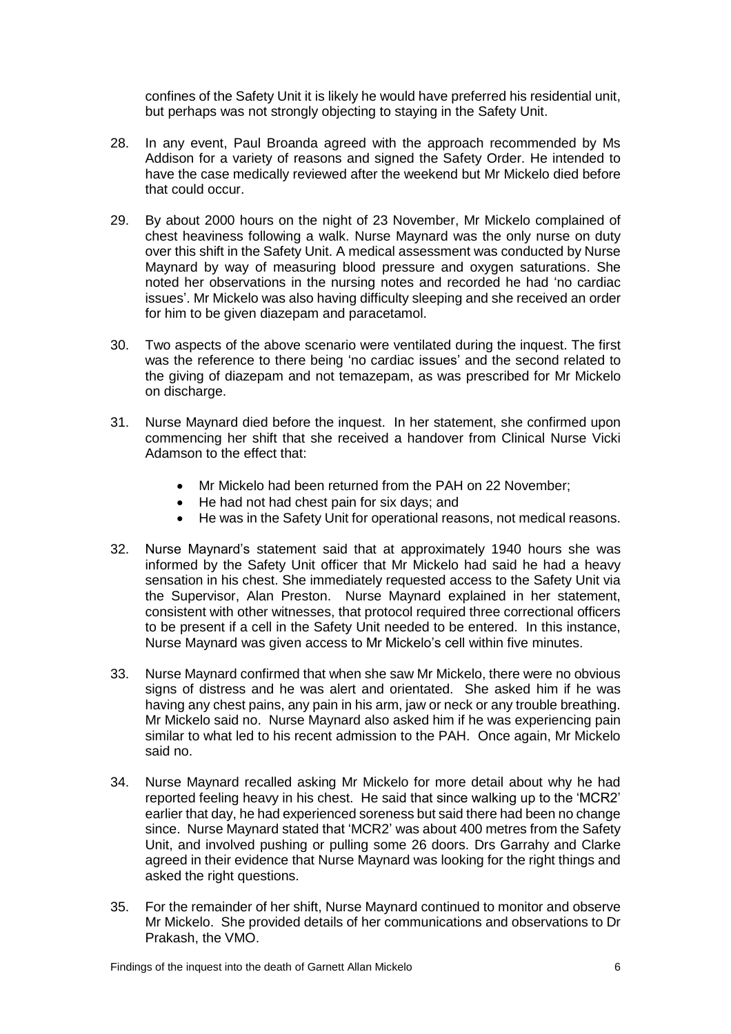confines of the Safety Unit it is likely he would have preferred his residential unit, but perhaps was not strongly objecting to staying in the Safety Unit.

28. In any event, Paul Broanda agreed with the approach recommended by Ms Addison for a variety of reasons and signed the Safety Order. He intended to have the case medically reviewed after the weekend but Mr Mickelo died before that could occur.

29. By about 2000 hours on the night of 23 November, Mr Mickelo complained of chest heaviness following a walk. Nurse Maynard was the only nurse on duty over this shift in the Safety Unit. A medical assessment was conducted by Nurse Maynard by way of measuring blood pressure and oxygen saturations. She noted her observations in the nursing notes and recorded he had 'no cardiac issues'. Mr Mickelo was also having difficulty sleeping and she received an order for him to be given diazepam and paracetamol.

30. Two aspects of the above scenario were ventilated during the inquest. The first was the reference to there being 'no cardiac issues' and the second related to the giving of diazepam and not temazepam, as was prescribed for Mr Mickelo on discharge.

31. Nurse Maynard died before the inquest. In her statement, she confirmed upon commencing her shift that she received a handover from Clinical Nurse Vicki Adamson to the effect that:

    - Mr Mickelo had been returned from the PAH on 22 November;
    - He had not had chest pain for six days; and
    - He was in the Safety Unit for operational reasons, not medical reasons.

32. Nurse Maynard's statement said that at approximately 1940 hours she was informed by the Safety Unit officer that Mr Mickelo had said he had a heavy sensation in his chest. She immediately requested access to the Safety Unit via the Supervisor, Alan Preston. Nurse Maynard explained in her statement, consistent with other witnesses, that protocol required three correctional officers to be present if a cell in the Safety Unit needed to be entered. In this instance, Nurse Maynard was given access to Mr Mickelo's cell within five minutes.

33. Nurse Maynard confirmed that when she saw Mr Mickelo, there were no obvious signs of distress and he was alert and orientated. She asked him if he was having any chest pains, any pain in his arm, jaw or neck or any trouble breathing. Mr Mickelo said no. Nurse Maynard also asked him if he was experiencing pain similar to what led to his recent admission to the PAH. Once again, Mr Mickelo said no.

34. Nurse Maynard recalled asking Mr Mickelo for more detail about why he had reported feeling heavy in his chest. He said that since walking up to the 'MCR2' earlier that day, he had experienced soreness but said there had been no change since. Nurse Maynard stated that 'MCR2' was about 400 metres from the Safety Unit, and involved pushing or pulling some 26 doors. Drs Garrahy and Clarke agreed in their evidence that Nurse Maynard was looking for the right things and asked the right questions.

35. For the remainder of her shift, Nurse Maynard continued to monitor and observe Mr Mickelo. She provided details of her communications and observations to Dr Prakash, the VMO.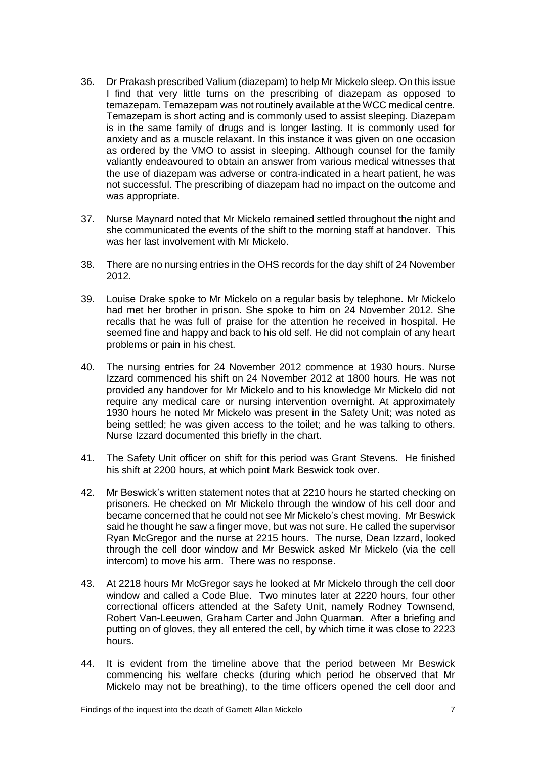36. Dr Prakash prescribed Valium (diazepam) to help Mr Mickelo sleep. On this issue I find that very little turns on the prescribing of diazepam as opposed to temazepam. Temazepam was not routinely available at the WCC medical centre. Temazepam is short acting and is commonly used to assist sleeping. Diazepam is in the same family of drugs and is longer lasting. It is commonly used for anxiety and as a muscle relaxant. In this instance it was given on one occasion as ordered by the VMO to assist in sleeping. Although counsel for the family valiantly endeavoured to obtain an answer from various medical witnesses that the use of diazepam was adverse or contra-indicated in a heart patient, he was not successful. The prescribing of diazepam had no impact on the outcome and was appropriate.

37. Nurse Maynard noted that Mr Mickelo remained settled throughout the night and she communicated the events of the shift to the morning staff at handover. This was her last involvement with Mr Mickelo.

38. There are no nursing entries in the OHS records for the day shift of 24 November 2012.

39. Louise Drake spoke to Mr Mickelo on a regular basis by telephone. Mr Mickelo had met her brother in prison. She spoke to him on 24 November 2012. She recalls that he was full of praise for the attention he received in hospital. He seemed fine and happy and back to his old self. He did not complain of any heart problems or pain in his chest.

40. The nursing entries for 24 November 2012 commence at 1930 hours. Nurse Izzard commenced his shift on 24 November 2012 at 1800 hours. He was not provided any handover for Mr Mickelo and to his knowledge Mr Mickelo did not require any medical care or nursing intervention overnight. At approximately 1930 hours he noted Mr Mickelo was present in the Safety Unit; was noted as being settled; he was given access to the toilet; and he was talking to others. Nurse Izzard documented this briefly in the chart.

41. The Safety Unit officer on shift for this period was Grant Stevens. He finished his shift at 2200 hours, at which point Mark Beswick took over.

42. Mr Beswick's written statement notes that at 2210 hours he started checking on prisoners. He checked on Mr Mickelo through the window of his cell door and became concerned that he could not see Mr Mickelo's chest moving. Mr Beswick said he thought he saw a finger move, but was not sure. He called the supervisor Ryan McGregor and the nurse at 2215 hours. The nurse, Dean Izzard, looked through the cell door window and Mr Beswick asked Mr Mickelo (via the cell intercom) to move his arm. There was no response.

43. At 2218 hours Mr McGregor says he looked at Mr Mickelo through the cell door window and called a Code Blue. Two minutes later at 2220 hours, four other correctional officers attended at the Safety Unit, namely Rodney Townsend, Robert Van-Leeuwen, Graham Carter and John Quarman. After a briefing and putting on of gloves, they all entered the cell, by which time it was close to 2223 hours.

44. It is evident from the timeline above that the period between Mr Beswick commencing his welfare checks (during which period he observed that Mr Mickelo may not be breathing), to the time officers opened the cell door and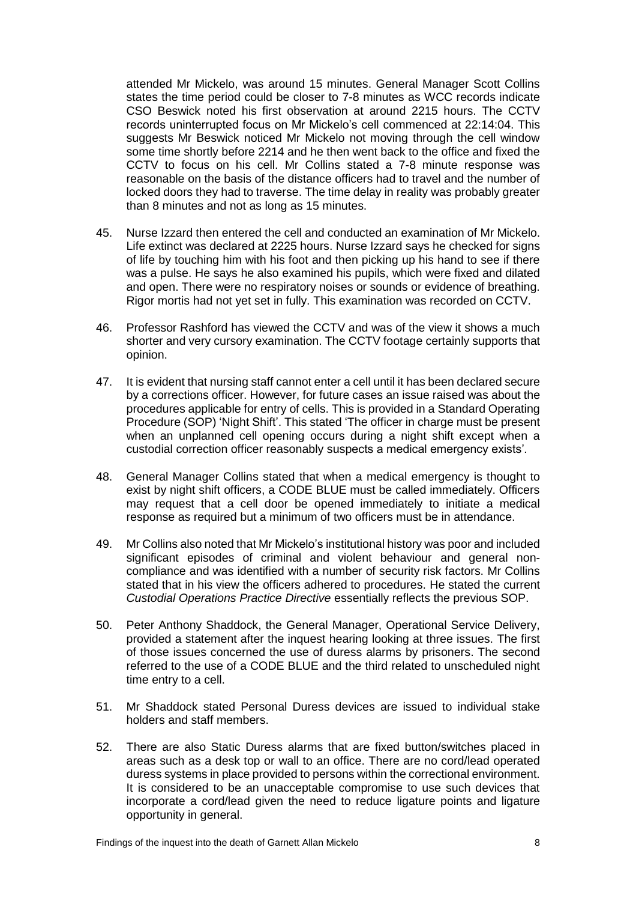attended Mr Mickelo, was around 15 minutes. General Manager Scott Collins states the time period could be closer to 7-8 minutes as WCC records indicate CSO Beswick noted his first observation at around 2215 hours. The CCTV records uninterrupted focus on Mr Mickelo's cell commenced at 22:14:04. This suggests Mr Beswick noticed Mr Mickelo not moving through the cell window some time shortly before 2214 and he then went back to the office and fixed the CCTV to focus on his cell. Mr Collins stated a 7-8 minute response was reasonable on the basis of the distance officers had to travel and the number of locked doors they had to traverse. The time delay in reality was probably greater than 8 minutes and not as long as 15 minutes.

45. Nurse Izzard then entered the cell and conducted an examination of Mr Mickelo. Life extinct was declared at 2225 hours. Nurse Izzard says he checked for signs of life by touching him with his foot and then picking up his hand to see if there was a pulse. He says he also examined his pupils, which were fixed and dilated and open. There were no respiratory noises or sounds or evidence of breathing. Rigor mortis had not yet set in fully. This examination was recorded on CCTV.

46. Professor Rashford has viewed the CCTV and was of the view it shows a much shorter and very cursory examination. The CCTV footage certainly supports that opinion.

47. It is evident that nursing staff cannot enter a cell until it has been declared secure by a corrections officer. However, for future cases an issue raised was about the procedures applicable for entry of cells. This is provided in a Standard Operating Procedure (SOP) 'Night Shift'. This stated 'The officer in charge must be present when an unplanned cell opening occurs during a night shift except when a custodial correction officer reasonably suspects a medical emergency exists'.

48. General Manager Collins stated that when a medical emergency is thought to exist by night shift officers, a CODE BLUE must be called immediately. Officers may request that a cell door be opened immediately to initiate a medical response as required but a minimum of two officers must be in attendance.

49. Mr Collins also noted that Mr Mickelo's institutional history was poor and included significant episodes of criminal and violent behaviour and general non-compliance and was identified with a number of security risk factors. Mr Collins stated that in his view the officers adhered to procedures. He stated the current *Custodial Operations Practice Directive* essentially reflects the previous SOP.

50. Peter Anthony Shaddock, the General Manager, Operational Service Delivery, provided a statement after the inquest hearing looking at three issues. The first of those issues concerned the use of duress alarms by prisoners. The second referred to the use of a CODE BLUE and the third related to unscheduled night time entry to a cell.

51. Mr Shaddock stated Personal Duress devices are issued to individual stake holders and staff members.

52. There are also Static Duress alarms that are fixed button/switches placed in areas such as a desk top or wall to an office. There are no cord/lead operated duress systems in place provided to persons within the correctional environment. It is considered to be an unacceptable compromise to use such devices that incorporate a cord/lead given the need to reduce ligature points and ligature opportunity in general.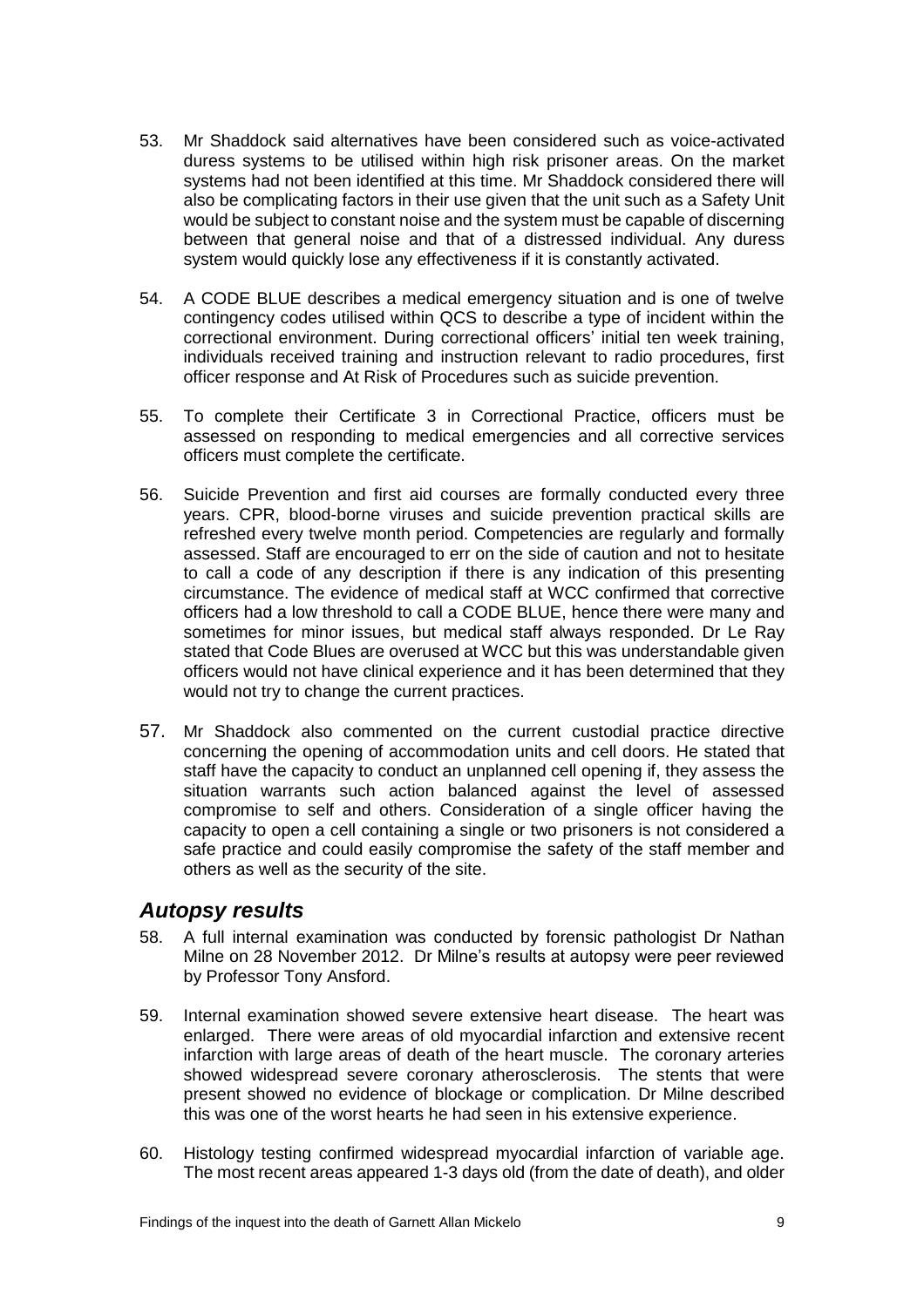53. Mr Shaddock said alternatives have been considered such as voice-activated duress systems to be utilised within high risk prisoner areas. On the market systems had not been identified at this time. Mr Shaddock considered there will also be complicating factors in their use given that the unit such as a Safety Unit would be subject to constant noise and the system must be capable of discerning between that general noise and that of a distressed individual. Any duress system would quickly lose any effectiveness if it is constantly activated.

54. A CODE BLUE describes a medical emergency situation and is one of twelve contingency codes utilised within QCS to describe a type of incident within the correctional environment. During correctional officers' initial ten week training, individuals received training and instruction relevant to radio procedures, first officer response and At Risk of Procedures such as suicide prevention.

55. To complete their Certificate 3 in Correctional Practice, officers must be assessed on responding to medical emergencies and all corrective services officers must complete the certificate.

56. Suicide Prevention and first aid courses are formally conducted every three years. CPR, blood-borne viruses and suicide prevention practical skills are refreshed every twelve month period. Competencies are regularly and formally assessed. Staff are encouraged to err on the side of caution and not to hesitate to call a code of any description if there is any indication of this presenting circumstance. The evidence of medical staff at WCC confirmed that corrective officers had a low threshold to call a CODE BLUE, hence there were many and sometimes for minor issues, but medical staff always responded. Dr Le Ray stated that Code Blues are overused at WCC but this was understandable given officers would not have clinical experience and it has been determined that they would not try to change the current practices.

57. Mr Shaddock also commented on the current custodial practice directive concerning the opening of accommodation units and cell doors. He stated that staff have the capacity to conduct an unplanned cell opening if, they assess the situation warrants such action balanced against the level of assessed compromise to self and others. Consideration of a single officer having the capacity to open a cell containing a single or two prisoners is not considered a safe practice and could easily compromise the safety of the staff member and others as well as the security of the site.

## *Autopsy results*

58. A full internal examination was conducted by forensic pathologist Dr Nathan Milne on 28 November 2012. Dr Milne's results at autopsy were peer reviewed by Professor Tony Ansford.

59. Internal examination showed severe extensive heart disease. The heart was enlarged. There were areas of old myocardial infarction and extensive recent infarction with large areas of death of the heart muscle. The coronary arteries showed widespread severe coronary atherosclerosis. The stents that were present showed no evidence of blockage or complication. Dr Milne described this was one of the worst hearts he had seen in his extensive experience.

60. Histology testing confirmed widespread myocardial infarction of variable age. The most recent areas appeared 1-3 days old (from the date of death), and older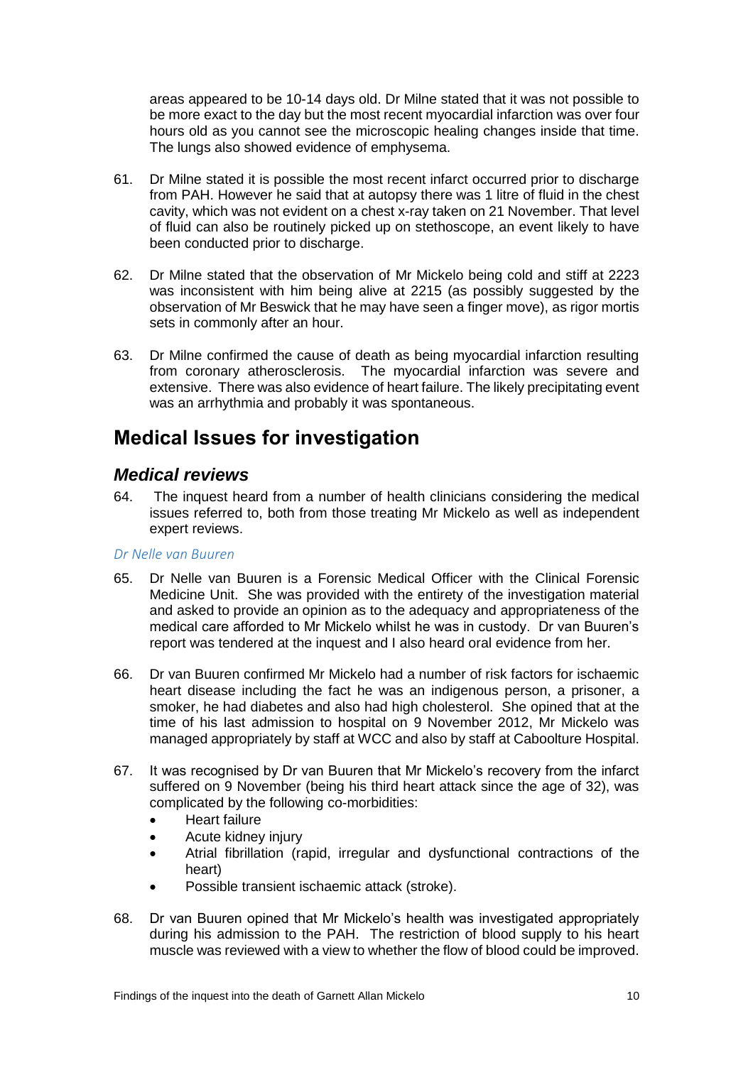areas appeared to be 10-14 days old. Dr Milne stated that it was not possible to be more exact to the day but the most recent myocardial infarction was over four hours old as you cannot see the microscopic healing changes inside that time. The lungs also showed evidence of emphysema.

61. Dr Milne stated it is possible the most recent infarct occurred prior to discharge from PAH. However he said that at autopsy there was 1 litre of fluid in the chest cavity, which was not evident on a chest x-ray taken on 21 November. That level of fluid can also be routinely picked up on stethoscope, an event likely to have been conducted prior to discharge.

62. Dr Milne stated that the observation of Mr Mickelo being cold and stiff at 2223 was inconsistent with him being alive at 2215 (as possibly suggested by the observation of Mr Beswick that he may have seen a finger move), as rigor mortis sets in commonly after an hour.

63. Dr Milne confirmed the cause of death as being myocardial infarction resulting from coronary atherosclerosis. The myocardial infarction was severe and extensive. There was also evidence of heart failure. The likely precipitating event was an arrhythmia and probably it was spontaneous.

# Medical Issues for investigation

## *Medical reviews*

64. The inquest heard from a number of health clinicians considering the medical issues referred to, both from those treating Mr Mickelo as well as independent expert reviews.

### *Dr Nelle van Buuren*

65. Dr Nelle van Buuren is a Forensic Medical Officer with the Clinical Forensic Medicine Unit. She was provided with the entirety of the investigation material and asked to provide an opinion as to the adequacy and appropriateness of the medical care afforded to Mr Mickelo whilst he was in custody. Dr van Buuren's report was tendered at the inquest and I also heard oral evidence from her.

66. Dr van Buuren confirmed Mr Mickelo had a number of risk factors for ischaemic heart disease including the fact he was an indigenous person, a prisoner, a smoker, he had diabetes and also had high cholesterol. She opined that at the time of his last admission to hospital on 9 November 2012, Mr Mickelo was managed appropriately by staff at WCC and also by staff at Caboolture Hospital.

67. It was recognised by Dr van Buuren that Mr Mickelo's recovery from the infarct suffered on 9 November (being his third heart attack since the age of 32), was complicated by the following co-morbidities:
    - Heart failure
    - Acute kidney injury
    - Atrial fibrillation (rapid, irregular and dysfunctional contractions of the heart)
    - Possible transient ischaemic attack (stroke).

68. Dr van Buuren opined that Mr Mickelo's health was investigated appropriately during his admission to the PAH. The restriction of blood supply to his heart muscle was reviewed with a view to whether the flow of blood could be improved.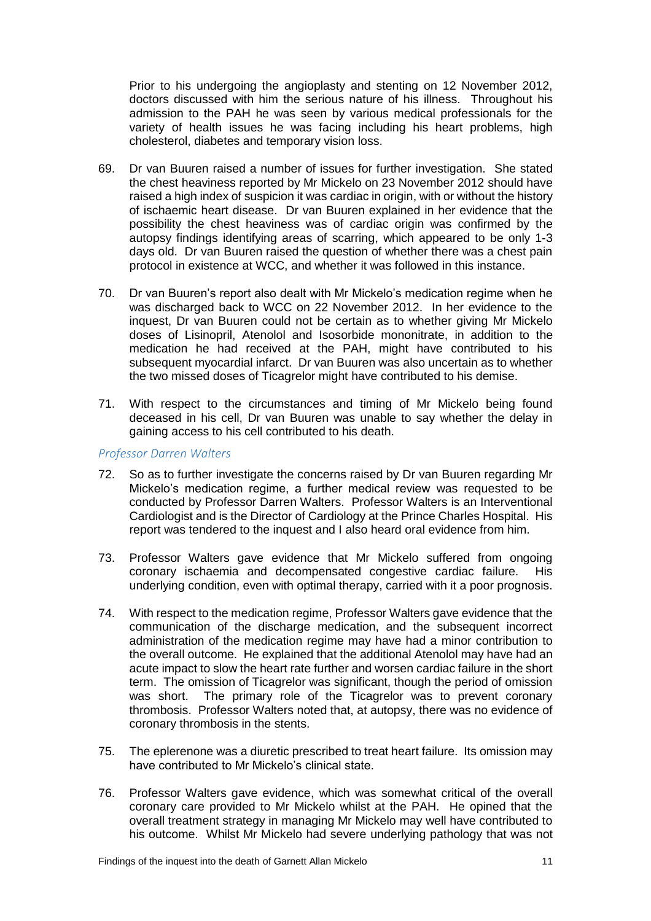Prior to his undergoing the angioplasty and stenting on 12 November 2012, doctors discussed with him the serious nature of his illness. Throughout his admission to the PAH he was seen by various medical professionals for the variety of health issues he was facing including his heart problems, high cholesterol, diabetes and temporary vision loss.

69. Dr van Buuren raised a number of issues for further investigation. She stated the chest heaviness reported by Mr Mickelo on 23 November 2012 should have raised a high index of suspicion it was cardiac in origin, with or without the history of ischaemic heart disease. Dr van Buuren explained in her evidence that the possibility the chest heaviness was of cardiac origin was confirmed by the autopsy findings identifying areas of scarring, which appeared to be only 1-3 days old. Dr van Buuren raised the question of whether there was a chest pain protocol in existence at WCC, and whether it was followed in this instance.

70. Dr van Buuren's report also dealt with Mr Mickelo's medication regime when he was discharged back to WCC on 22 November 2012. In her evidence to the inquest, Dr van Buuren could not be certain as to whether giving Mr Mickelo doses of Lisinopril, Atenolol and Isosorbide mononitrate, in addition to the medication he had received at the PAH, might have contributed to his subsequent myocardial infarct. Dr van Buuren was also uncertain as to whether the two missed doses of Ticagrelor might have contributed to his demise.

71. With respect to the circumstances and timing of Mr Mickelo being found deceased in his cell, Dr van Buuren was unable to say whether the delay in gaining access to his cell contributed to his death.

### *Professor Darren Walters*

72. So as to further investigate the concerns raised by Dr van Buuren regarding Mr Mickelo's medication regime, a further medical review was requested to be conducted by Professor Darren Walters. Professor Walters is an Interventional Cardiologist and is the Director of Cardiology at the Prince Charles Hospital. His report was tendered to the inquest and I also heard oral evidence from him.

73. Professor Walters gave evidence that Mr Mickelo suffered from ongoing coronary ischaemia and decompensated congestive cardiac failure. His underlying condition, even with optimal therapy, carried with it a poor prognosis.

74. With respect to the medication regime, Professor Walters gave evidence that the communication of the discharge medication, and the subsequent incorrect administration of the medication regime may have had a minor contribution to the overall outcome. He explained that the additional Atenolol may have had an acute impact to slow the heart rate further and worsen cardiac failure in the short term. The omission of Ticagrelor was significant, though the period of omission was short. The primary role of the Ticagrelor was to prevent coronary thrombosis. Professor Walters noted that, at autopsy, there was no evidence of coronary thrombosis in the stents.

75. The eplerenone was a diuretic prescribed to treat heart failure. Its omission may have contributed to Mr Mickelo's clinical state.

76. Professor Walters gave evidence, which was somewhat critical of the overall coronary care provided to Mr Mickelo whilst at the PAH. He opined that the overall treatment strategy in managing Mr Mickelo may well have contributed to his outcome. Whilst Mr Mickelo had severe underlying pathology that was not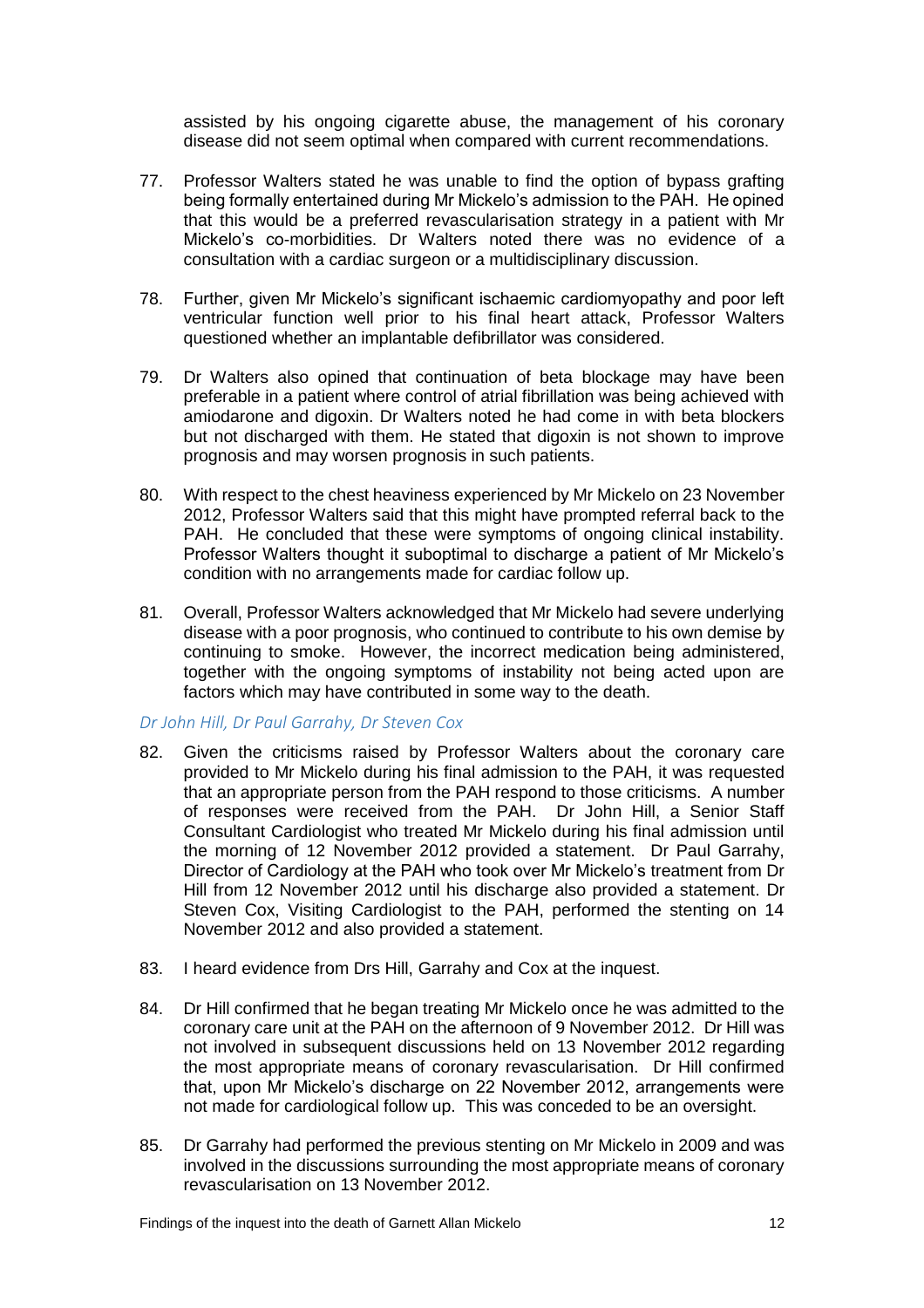assisted by his ongoing cigarette abuse, the management of his coronary disease did not seem optimal when compared with current recommendations.

77. Professor Walters stated he was unable to find the option of bypass grafting being formally entertained during Mr Mickelo's admission to the PAH. He opined that this would be a preferred revascularisation strategy in a patient with Mr Mickelo's co-morbidities. Dr Walters noted there was no evidence of a consultation with a cardiac surgeon or a multidisciplinary discussion.

78. Further, given Mr Mickelo's significant ischaemic cardiomyopathy and poor left ventricular function well prior to his final heart attack, Professor Walters questioned whether an implantable defibrillator was considered.

79. Dr Walters also opined that continuation of beta blockage may have been preferable in a patient where control of atrial fibrillation was being achieved with amiodarone and digoxin. Dr Walters noted he had come in with beta blockers but not discharged with them. He stated that digoxin is not shown to improve prognosis and may worsen prognosis in such patients.

80. With respect to the chest heaviness experienced by Mr Mickelo on 23 November 2012, Professor Walters said that this might have prompted referral back to the PAH. He concluded that these were symptoms of ongoing clinical instability. Professor Walters thought it suboptimal to discharge a patient of Mr Mickelo's condition with no arrangements made for cardiac follow up.

81. Overall, Professor Walters acknowledged that Mr Mickelo had severe underlying disease with a poor prognosis, who continued to contribute to his own demise by continuing to smoke. However, the incorrect medication being administered, together with the ongoing symptoms of instability not being acted upon are factors which may have contributed in some way to the death.

### *Dr John Hill, Dr Paul Garrahy, Dr Steven Cox*

82. Given the criticisms raised by Professor Walters about the coronary care provided to Mr Mickelo during his final admission to the PAH, it was requested that an appropriate person from the PAH respond to those criticisms. A number of responses were received from the PAH. Dr John Hill, a Senior Staff Consultant Cardiologist who treated Mr Mickelo during his final admission until the morning of 12 November 2012 provided a statement. Dr Paul Garrahy, Director of Cardiology at the PAH who took over Mr Mickelo's treatment from Dr Hill from 12 November 2012 until his discharge also provided a statement. Dr Steven Cox, Visiting Cardiologist to the PAH, performed the stenting on 14 November 2012 and also provided a statement.

83. I heard evidence from Drs Hill, Garrahy and Cox at the inquest.

84. Dr Hill confirmed that he began treating Mr Mickelo once he was admitted to the coronary care unit at the PAH on the afternoon of 9 November 2012. Dr Hill was not involved in subsequent discussions held on 13 November 2012 regarding the most appropriate means of coronary revascularisation. Dr Hill confirmed that, upon Mr Mickelo's discharge on 22 November 2012, arrangements were not made for cardiological follow up. This was conceded to be an oversight.

85. Dr Garrahy had performed the previous stenting on Mr Mickelo in 2009 and was involved in the discussions surrounding the most appropriate means of coronary revascularisation on 13 November 2012.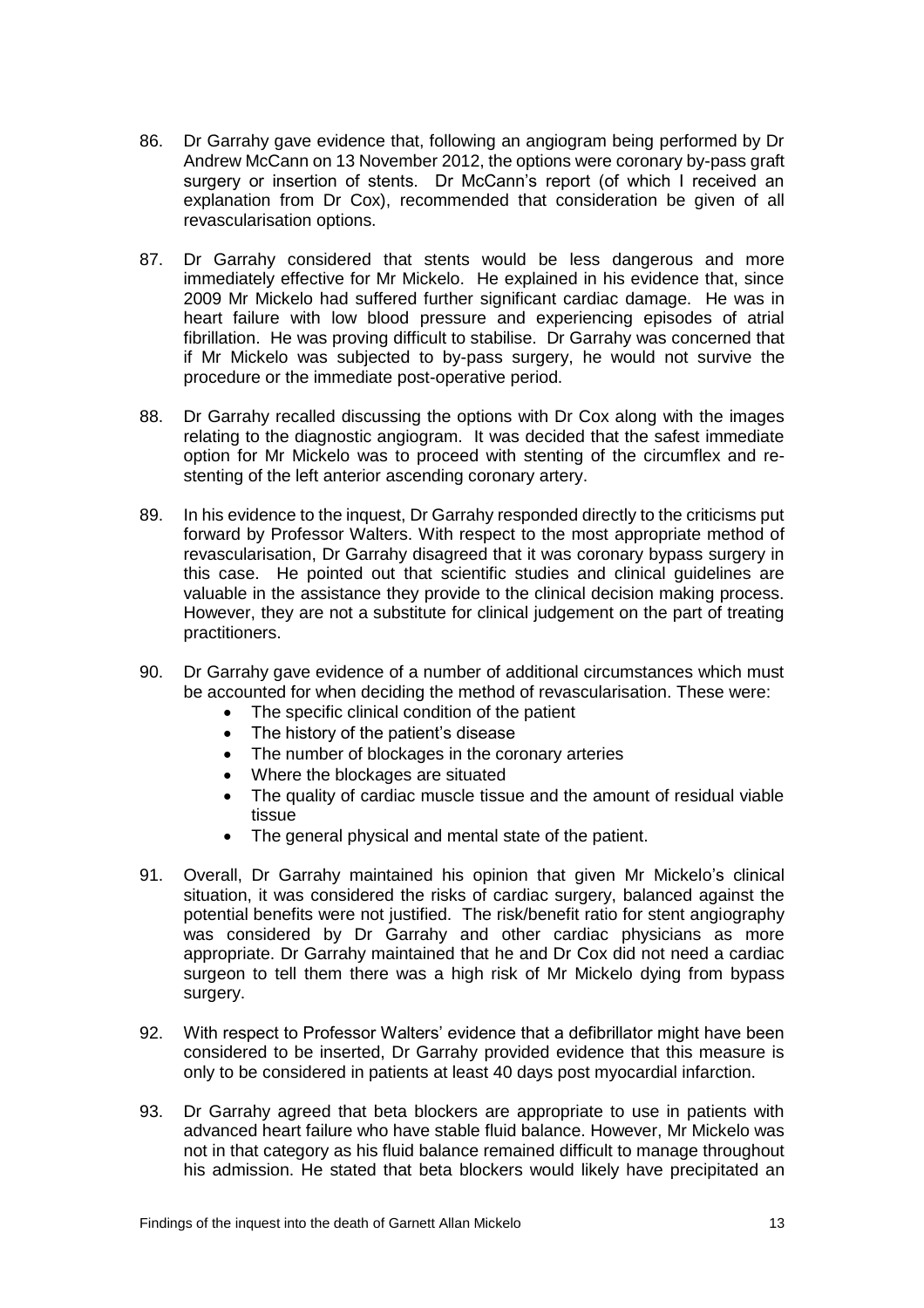86. Dr Garrahy gave evidence that, following an angiogram being performed by Dr Andrew McCann on 13 November 2012, the options were coronary by-pass graft surgery or insertion of stents. Dr McCann's report (of which I received an explanation from Dr Cox), recommended that consideration be given of all revascularisation options.

87. Dr Garrahy considered that stents would be less dangerous and more immediately effective for Mr Mickelo. He explained in his evidence that, since 2009 Mr Mickelo had suffered further significant cardiac damage. He was in heart failure with low blood pressure and experiencing episodes of atrial fibrillation. He was proving difficult to stabilise. Dr Garrahy was concerned that if Mr Mickelo was subjected to by-pass surgery, he would not survive the procedure or the immediate post-operative period.

88. Dr Garrahy recalled discussing the options with Dr Cox along with the images relating to the diagnostic angiogram. It was decided that the safest immediate option for Mr Mickelo was to proceed with stenting of the circumflex and re-stenting of the left anterior ascending coronary artery.

89. In his evidence to the inquest, Dr Garrahy responded directly to the criticisms put forward by Professor Walters. With respect to the most appropriate method of revascularisation, Dr Garrahy disagreed that it was coronary bypass surgery in this case. He pointed out that scientific studies and clinical guidelines are valuable in the assistance they provide to the clinical decision making process. However, they are not a substitute for clinical judgement on the part of treating practitioners.

90. Dr Garrahy gave evidence of a number of additional circumstances which must be accounted for when deciding the method of revascularisation. These were:
    - The specific clinical condition of the patient
    - The history of the patient's disease
    - The number of blockages in the coronary arteries
    - Where the blockages are situated
    - The quality of cardiac muscle tissue and the amount of residual viable tissue
    - The general physical and mental state of the patient.

91. Overall, Dr Garrahy maintained his opinion that given Mr Mickelo's clinical situation, it was considered the risks of cardiac surgery, balanced against the potential benefits were not justified. The risk/benefit ratio for stent angiography was considered by Dr Garrahy and other cardiac physicians as more appropriate. Dr Garrahy maintained that he and Dr Cox did not need a cardiac surgeon to tell them there was a high risk of Mr Mickelo dying from bypass surgery.

92. With respect to Professor Walters' evidence that a defibrillator might have been considered to be inserted, Dr Garrahy provided evidence that this measure is only to be considered in patients at least 40 days post myocardial infarction.

93. Dr Garrahy agreed that beta blockers are appropriate to use in patients with advanced heart failure who have stable fluid balance. However, Mr Mickelo was not in that category as his fluid balance remained difficult to manage throughout his admission. He stated that beta blockers would likely have precipitated an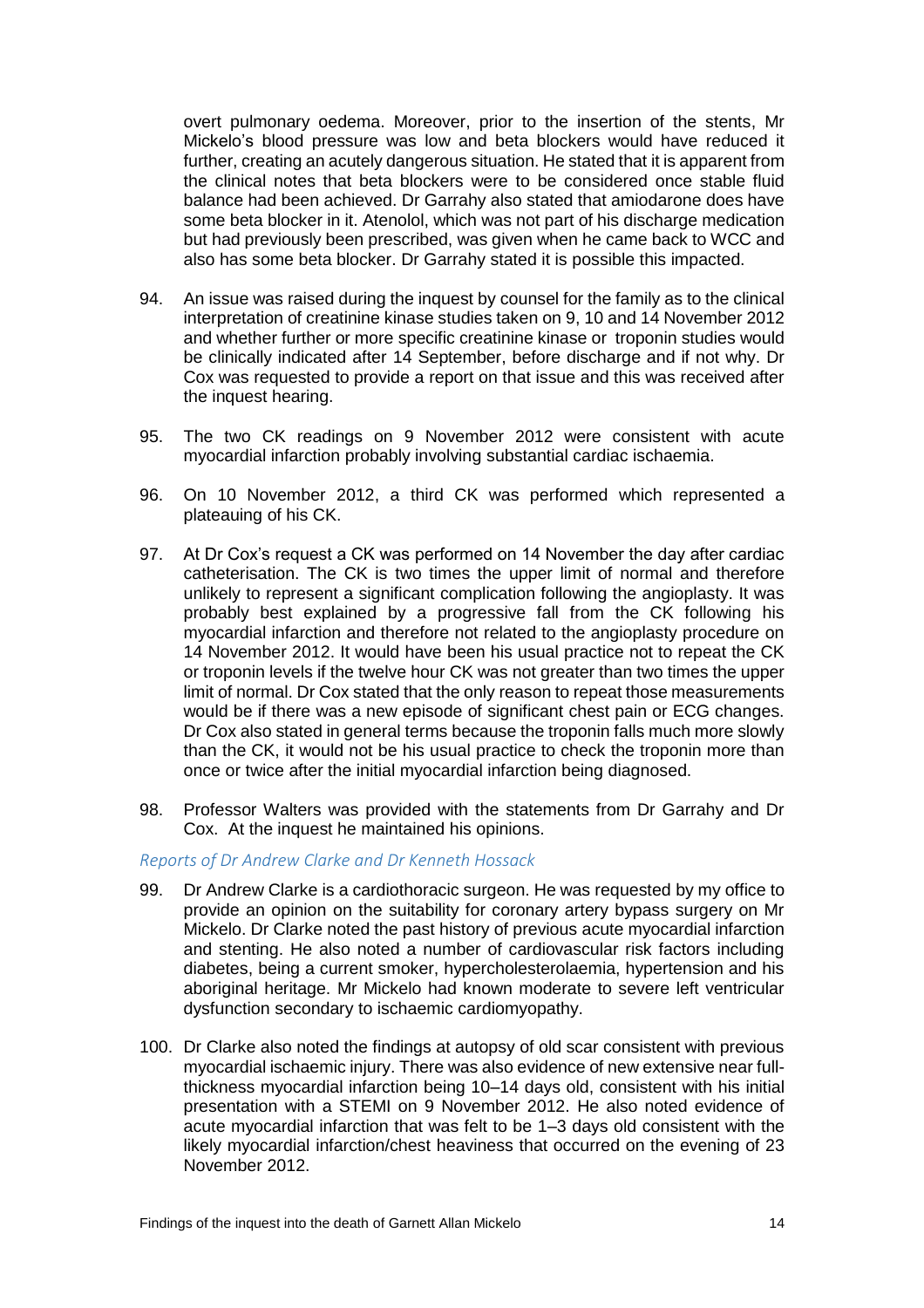overt pulmonary oedema. Moreover, prior to the insertion of the stents, Mr Mickelo's blood pressure was low and beta blockers would have reduced it further, creating an acutely dangerous situation. He stated that it is apparent from the clinical notes that beta blockers were to be considered once stable fluid balance had been achieved. Dr Garrahy also stated that amiodarone does have some beta blocker in it. Atenolol, which was not part of his discharge medication but had previously been prescribed, was given when he came back to WCC and also has some beta blocker. Dr Garrahy stated it is possible this impacted.

94. An issue was raised during the inquest by counsel for the family as to the clinical interpretation of creatinine kinase studies taken on 9, 10 and 14 November 2012 and whether further or more specific creatinine kinase or troponin studies would be clinically indicated after 14 September, before discharge and if not why. Dr Cox was requested to provide a report on that issue and this was received after the inquest hearing.

95. The two CK readings on 9 November 2012 were consistent with acute myocardial infarction probably involving substantial cardiac ischaemia.

96. On 10 November 2012, a third CK was performed which represented a plateauing of his CK.

97. At Dr Cox's request a CK was performed on 14 November the day after cardiac catheterisation. The CK is two times the upper limit of normal and therefore unlikely to represent a significant complication following the angioplasty. It was probably best explained by a progressive fall from the CK following his myocardial infarction and therefore not related to the angioplasty procedure on 14 November 2012. It would have been his usual practice not to repeat the CK or troponin levels if the twelve hour CK was not greater than two times the upper limit of normal. Dr Cox stated that the only reason to repeat those measurements would be if there was a new episode of significant chest pain or ECG changes. Dr Cox also stated in general terms because the troponin falls much more slowly than the CK, it would not be his usual practice to check the troponin more than once or twice after the initial myocardial infarction being diagnosed.

98. Professor Walters was provided with the statements from Dr Garrahy and Dr Cox. At the inquest he maintained his opinions.

*Reports of Dr Andrew Clarke and Dr Kenneth Hossack*

99. Dr Andrew Clarke is a cardiothoracic surgeon. He was requested by my office to provide an opinion on the suitability for coronary artery bypass surgery on Mr Mickelo. Dr Clarke noted the past history of previous acute myocardial infarction and stenting. He also noted a number of cardiovascular risk factors including diabetes, being a current smoker, hypercholesterolaemia, hypertension and his aboriginal heritage. Mr Mickelo had known moderate to severe left ventricular dysfunction secondary to ischaemic cardiomyopathy.

100. Dr Clarke also noted the findings at autopsy of old scar consistent with previous myocardial ischaemic injury. There was also evidence of new extensive near full-thickness myocardial infarction being 10–14 days old, consistent with his initial presentation with a STEMI on 9 November 2012. He also noted evidence of acute myocardial infarction that was felt to be 1–3 days old consistent with the likely myocardial infarction/chest heaviness that occurred on the evening of 23 November 2012.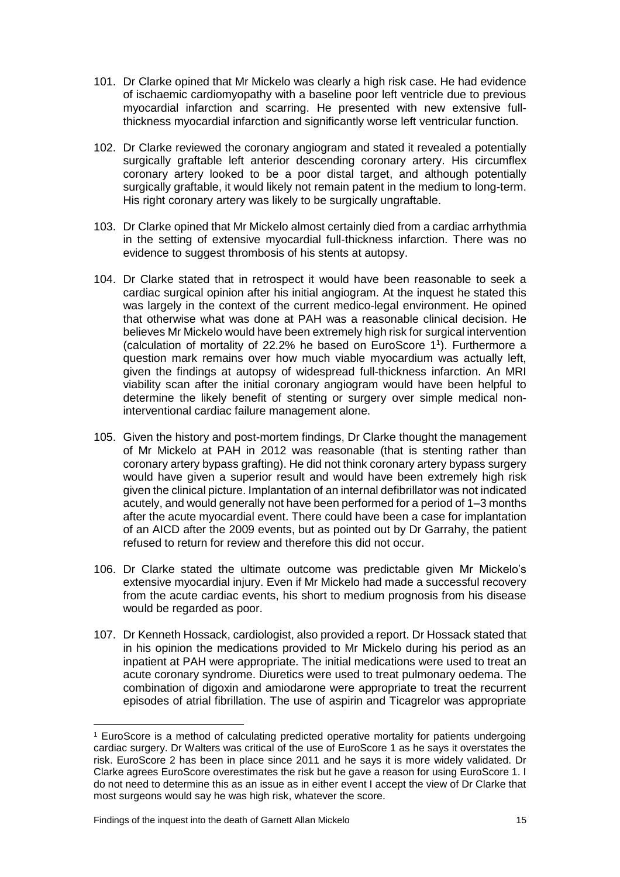101. Dr Clarke opined that Mr Mickelo was clearly a high risk case. He had evidence of ischaemic cardiomyopathy with a baseline poor left ventricle due to previous myocardial infarction and scarring. He presented with new extensive full-thickness myocardial infarction and significantly worse left ventricular function.

102. Dr Clarke reviewed the coronary angiogram and stated it revealed a potentially surgically graftable left anterior descending coronary artery. His circumflex coronary artery looked to be a poor distal target, and although potentially surgically graftable, it would likely not remain patent in the medium to long-term. His right coronary artery was likely to be surgically ungraftable.

103. Dr Clarke opined that Mr Mickelo almost certainly died from a cardiac arrhythmia in the setting of extensive myocardial full-thickness infarction. There was no evidence to suggest thrombosis of his stents at autopsy.

104. Dr Clarke stated that in retrospect it would have been reasonable to seek a cardiac surgical opinion after his initial angiogram. At the inquest he stated this was largely in the context of the current medico-legal environment. He opined that otherwise what was done at PAH was a reasonable clinical decision. He believes Mr Mickelo would have been extremely high risk for surgical intervention (calculation of mortality of 22.2% he based on EuroScore 1[1]). Furthermore a question mark remains over how much viable myocardium was actually left, given the findings at autopsy of widespread full-thickness infarction. An MRI viability scan after the initial coronary angiogram would have been helpful to determine the likely benefit of stenting or surgery over simple medical non-interventional cardiac failure management alone.

105. Given the history and post-mortem findings, Dr Clarke thought the management of Mr Mickelo at PAH in 2012 was reasonable (that is stenting rather than coronary artery bypass grafting). He did not think coronary artery bypass surgery would have given a superior result and would have been extremely high risk given the clinical picture. Implantation of an internal defibrillator was not indicated acutely, and would generally not have been performed for a period of 1–3 months after the acute myocardial event. There could have been a case for implantation of an AICD after the 2009 events, but as pointed out by Dr Garrahy, the patient refused to return for review and therefore this did not occur.

106. Dr Clarke stated the ultimate outcome was predictable given Mr Mickelo's extensive myocardial injury. Even if Mr Mickelo had made a successful recovery from the acute cardiac events, his short to medium prognosis from his disease would be regarded as poor.

107. Dr Kenneth Hossack, cardiologist, also provided a report. Dr Hossack stated that in his opinion the medications provided to Mr Mickelo during his period as an inpatient at PAH were appropriate. The initial medications were used to treat an acute coronary syndrome. Diuretics were used to treat pulmonary oedema. The combination of digoxin and amiodarone were appropriate to treat the recurrent episodes of atrial fibrillation. The use of aspirin and Ticagrelor was appropriate

---

[1] EuroScore is a method of calculating predicted operative mortality for patients undergoing cardiac surgery. Dr Walters was critical of the use of EuroScore 1 as he says it overstates the risk. EuroScore 2 has been in place since 2011 and he says it is more widely validated. Dr Clarke agrees EuroScore overestimates the risk but he gave a reason for using EuroScore 1. I do not need to determine this as an issue as in either event I accept the view of Dr Clarke that most surgeons would say he was high risk, whatever the score.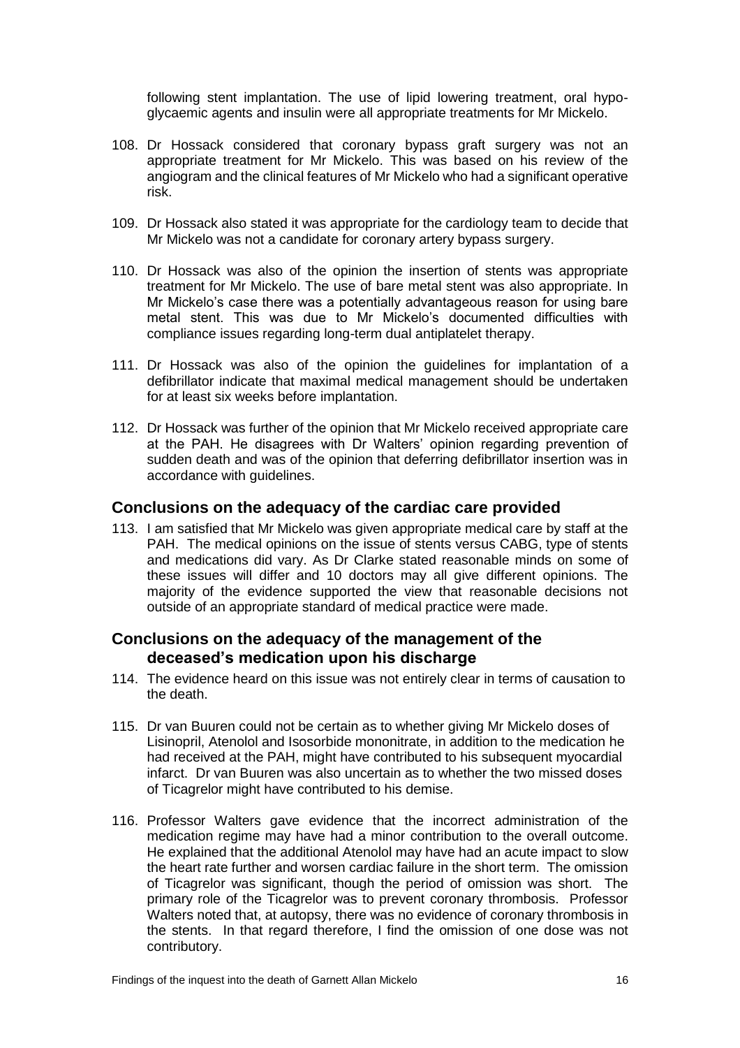following stent implantation. The use of lipid lowering treatment, oral hypo-glycaemic agents and insulin were all appropriate treatments for Mr Mickelo.

108. Dr Hossack considered that coronary bypass graft surgery was not an appropriate treatment for Mr Mickelo. This was based on his review of the angiogram and the clinical features of Mr Mickelo who had a significant operative risk.

109. Dr Hossack also stated it was appropriate for the cardiology team to decide that Mr Mickelo was not a candidate for coronary artery bypass surgery.

110. Dr Hossack was also of the opinion the insertion of stents was appropriate treatment for Mr Mickelo. The use of bare metal stent was also appropriate. In Mr Mickelo's case there was a potentially advantageous reason for using bare metal stent. This was due to Mr Mickelo's documented difficulties with compliance issues regarding long-term dual antiplatelet therapy.

111. Dr Hossack was also of the opinion the guidelines for implantation of a defibrillator indicate that maximal medical management should be undertaken for at least six weeks before implantation.

112. Dr Hossack was further of the opinion that Mr Mickelo received appropriate care at the PAH. He disagrees with Dr Walters' opinion regarding prevention of sudden death and was of the opinion that deferring defibrillator insertion was in accordance with guidelines.

## Conclusions on the adequacy of the cardiac care provided

113. I am satisfied that Mr Mickelo was given appropriate medical care by staff at the PAH. The medical opinions on the issue of stents versus CABG, type of stents and medications did vary. As Dr Clarke stated reasonable minds on some of these issues will differ and 10 doctors may all give different opinions. The majority of the evidence supported the view that reasonable decisions not outside of an appropriate standard of medical practice were made.

## Conclusions on the adequacy of the management of the deceased's medication upon his discharge

114. The evidence heard on this issue was not entirely clear in terms of causation to the death.

115. Dr van Buuren could not be certain as to whether giving Mr Mickelo doses of Lisinopril, Atenolol and Isosorbide mononitrate, in addition to the medication he had received at the PAH, might have contributed to his subsequent myocardial infarct. Dr van Buuren was also uncertain as to whether the two missed doses of Ticagrelor might have contributed to his demise.

116. Professor Walters gave evidence that the incorrect administration of the medication regime may have had a minor contribution to the overall outcome. He explained that the additional Atenolol may have had an acute impact to slow the heart rate further and worsen cardiac failure in the short term. The omission of Ticagrelor was significant, though the period of omission was short. The primary role of the Ticagrelor was to prevent coronary thrombosis. Professor Walters noted that, at autopsy, there was no evidence of coronary thrombosis in the stents. In that regard therefore, I find the omission of one dose was not contributory.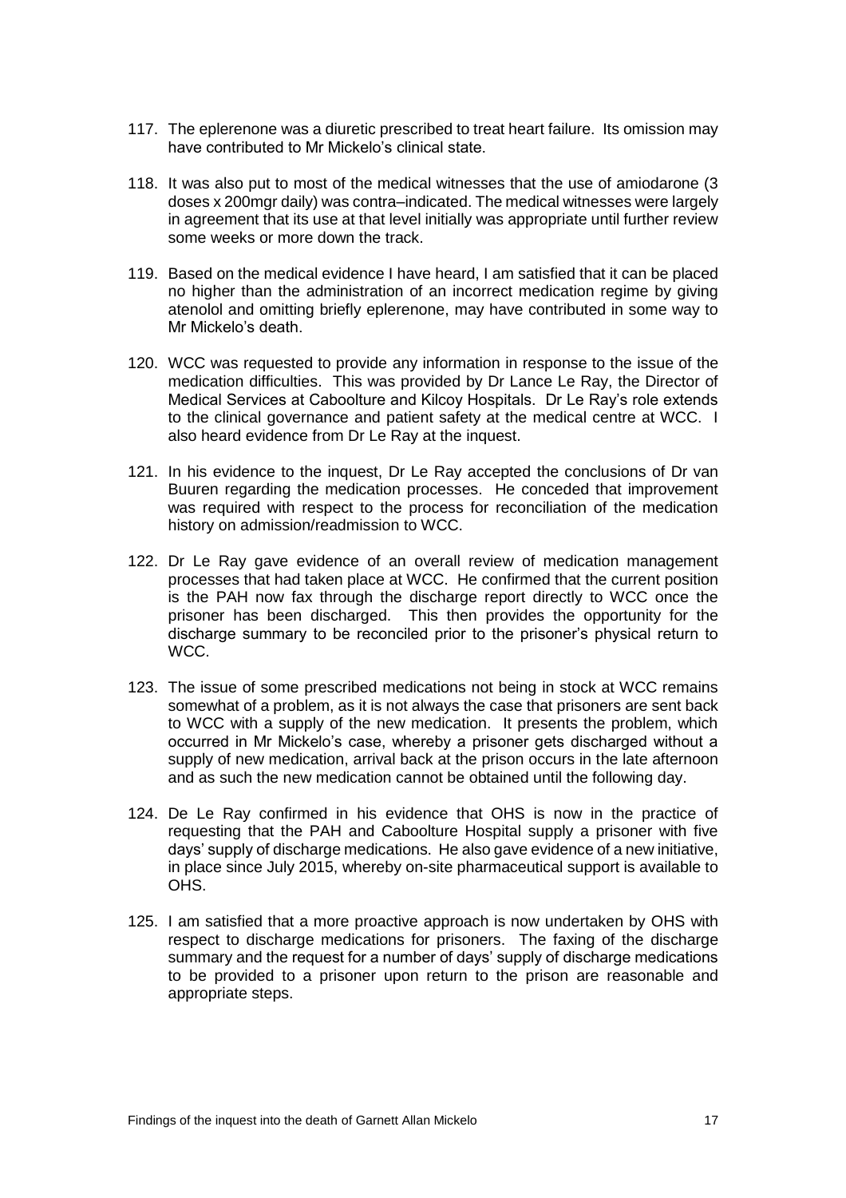117. The eplerenone was a diuretic prescribed to treat heart failure. Its omission may have contributed to Mr Mickelo's clinical state.

118. It was also put to most of the medical witnesses that the use of amiodarone (3 doses x 200mgr daily) was contra–indicated. The medical witnesses were largely in agreement that its use at that level initially was appropriate until further review some weeks or more down the track.

119. Based on the medical evidence I have heard, I am satisfied that it can be placed no higher than the administration of an incorrect medication regime by giving atenolol and omitting briefly eplerenone, may have contributed in some way to Mr Mickelo's death.

120. WCC was requested to provide any information in response to the issue of the medication difficulties. This was provided by Dr Lance Le Ray, the Director of Medical Services at Caboolture and Kilcoy Hospitals. Dr Le Ray's role extends to the clinical governance and patient safety at the medical centre at WCC. I also heard evidence from Dr Le Ray at the inquest.

121. In his evidence to the inquest, Dr Le Ray accepted the conclusions of Dr van Buuren regarding the medication processes. He conceded that improvement was required with respect to the process for reconciliation of the medication history on admission/readmission to WCC.

122. Dr Le Ray gave evidence of an overall review of medication management processes that had taken place at WCC. He confirmed that the current position is the PAH now fax through the discharge report directly to WCC once the prisoner has been discharged. This then provides the opportunity for the discharge summary to be reconciled prior to the prisoner's physical return to WCC.

123. The issue of some prescribed medications not being in stock at WCC remains somewhat of a problem, as it is not always the case that prisoners are sent back to WCC with a supply of the new medication. It presents the problem, which occurred in Mr Mickelo's case, whereby a prisoner gets discharged without a supply of new medication, arrival back at the prison occurs in the late afternoon and as such the new medication cannot be obtained until the following day.

124. De Le Ray confirmed in his evidence that OHS is now in the practice of requesting that the PAH and Caboolture Hospital supply a prisoner with five days' supply of discharge medications. He also gave evidence of a new initiative, in place since July 2015, whereby on-site pharmaceutical support is available to OHS.

125. I am satisfied that a more proactive approach is now undertaken by OHS with respect to discharge medications for prisoners. The faxing of the discharge summary and the request for a number of days' supply of discharge medications to be provided to a prisoner upon return to the prison are reasonable and appropriate steps.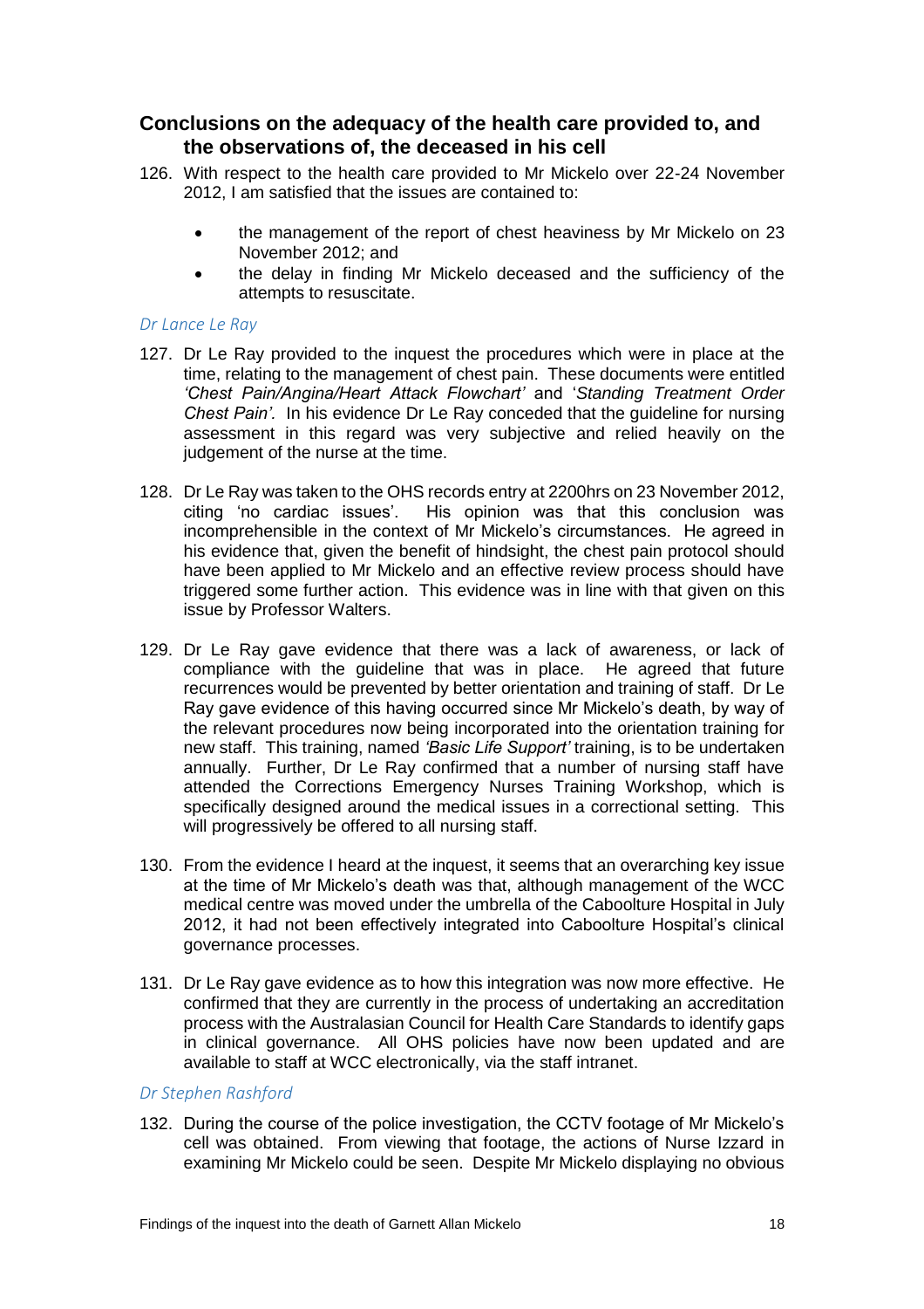## Conclusions on the adequacy of the health care provided to, and the observations of, the deceased in his cell

126. With respect to the health care provided to Mr Mickelo over 22-24 November 2012, I am satisfied that the issues are contained to:

    - the management of the report of chest heaviness by Mr Mickelo on 23 November 2012; and
    - the delay in finding Mr Mickelo deceased and the sufficiency of the attempts to resuscitate.

*Dr Lance Le Ray*

127. Dr Le Ray provided to the inquest the procedures which were in place at the time, relating to the management of chest pain. These documents were entitled *'Chest Pain/Angina/Heart Attack Flowchart'* and '*Standing Treatment Order Chest Pain'.* In his evidence Dr Le Ray conceded that the guideline for nursing assessment in this regard was very subjective and relied heavily on the judgement of the nurse at the time.

128. Dr Le Ray was taken to the OHS records entry at 2200hrs on 23 November 2012, citing 'no cardiac issues'. His opinion was that this conclusion was incomprehensible in the context of Mr Mickelo's circumstances. He agreed in his evidence that, given the benefit of hindsight, the chest pain protocol should have been applied to Mr Mickelo and an effective review process should have triggered some further action. This evidence was in line with that given on this issue by Professor Walters.

129. Dr Le Ray gave evidence that there was a lack of awareness, or lack of compliance with the guideline that was in place. He agreed that future recurrences would be prevented by better orientation and training of staff. Dr Le Ray gave evidence of this having occurred since Mr Mickelo's death, by way of the relevant procedures now being incorporated into the orientation training for new staff. This training, named *'Basic Life Support'* training, is to be undertaken annually. Further, Dr Le Ray confirmed that a number of nursing staff have attended the Corrections Emergency Nurses Training Workshop, which is specifically designed around the medical issues in a correctional setting. This will progressively be offered to all nursing staff.

130. From the evidence I heard at the inquest, it seems that an overarching key issue at the time of Mr Mickelo's death was that, although management of the WCC medical centre was moved under the umbrella of the Caboolture Hospital in July 2012, it had not been effectively integrated into Caboolture Hospital's clinical governance processes.

131. Dr Le Ray gave evidence as to how this integration was now more effective. He confirmed that they are currently in the process of undertaking an accreditation process with the Australasian Council for Health Care Standards to identify gaps in clinical governance. All OHS policies have now been updated and are available to staff at WCC electronically, via the staff intranet.

*Dr Stephen Rashford*

132. During the course of the police investigation, the CCTV footage of Mr Mickelo's cell was obtained. From viewing that footage, the actions of Nurse Izzard in examining Mr Mickelo could be seen. Despite Mr Mickelo displaying no obvious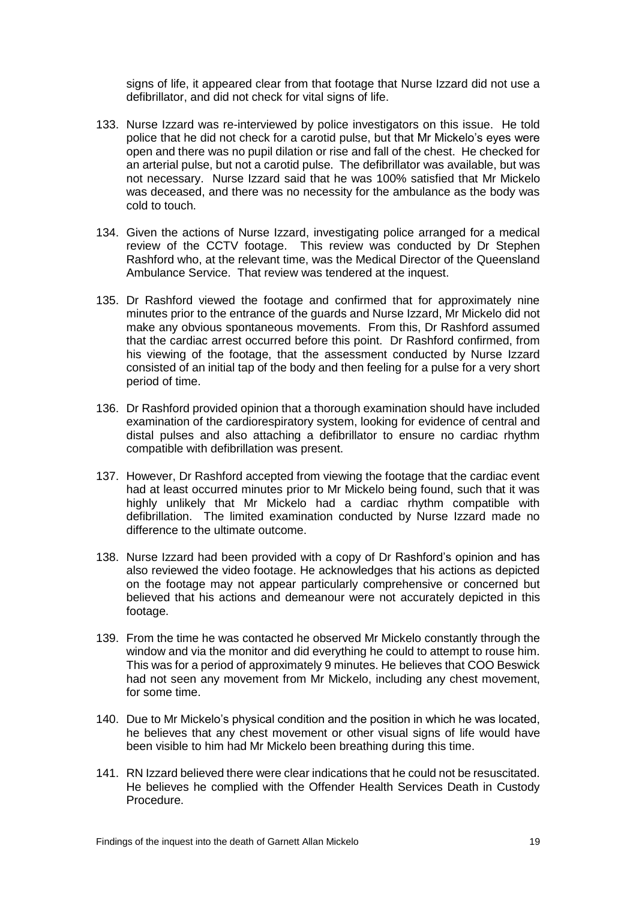signs of life, it appeared clear from that footage that Nurse Izzard did not use a defibrillator, and did not check for vital signs of life.

133. Nurse Izzard was re-interviewed by police investigators on this issue. He told police that he did not check for a carotid pulse, but that Mr Mickelo's eyes were open and there was no pupil dilation or rise and fall of the chest. He checked for an arterial pulse, but not a carotid pulse. The defibrillator was available, but was not necessary. Nurse Izzard said that he was 100% satisfied that Mr Mickelo was deceased, and there was no necessity for the ambulance as the body was cold to touch.

134. Given the actions of Nurse Izzard, investigating police arranged for a medical review of the CCTV footage. This review was conducted by Dr Stephen Rashford who, at the relevant time, was the Medical Director of the Queensland Ambulance Service. That review was tendered at the inquest.

135. Dr Rashford viewed the footage and confirmed that for approximately nine minutes prior to the entrance of the guards and Nurse Izzard, Mr Mickelo did not make any obvious spontaneous movements. From this, Dr Rashford assumed that the cardiac arrest occurred before this point. Dr Rashford confirmed, from his viewing of the footage, that the assessment conducted by Nurse Izzard consisted of an initial tap of the body and then feeling for a pulse for a very short period of time.

136. Dr Rashford provided opinion that a thorough examination should have included examination of the cardiorespiratory system, looking for evidence of central and distal pulses and also attaching a defibrillator to ensure no cardiac rhythm compatible with defibrillation was present.

137. However, Dr Rashford accepted from viewing the footage that the cardiac event had at least occurred minutes prior to Mr Mickelo being found, such that it was highly unlikely that Mr Mickelo had a cardiac rhythm compatible with defibrillation. The limited examination conducted by Nurse Izzard made no difference to the ultimate outcome.

138. Nurse Izzard had been provided with a copy of Dr Rashford's opinion and has also reviewed the video footage. He acknowledges that his actions as depicted on the footage may not appear particularly comprehensive or concerned but believed that his actions and demeanour were not accurately depicted in this footage.

139. From the time he was contacted he observed Mr Mickelo constantly through the window and via the monitor and did everything he could to attempt to rouse him. This was for a period of approximately 9 minutes. He believes that COO Beswick had not seen any movement from Mr Mickelo, including any chest movement, for some time.

140. Due to Mr Mickelo's physical condition and the position in which he was located, he believes that any chest movement or other visual signs of life would have been visible to him had Mr Mickelo been breathing during this time.

141. RN Izzard believed there were clear indications that he could not be resuscitated. He believes he complied with the Offender Health Services Death in Custody Procedure.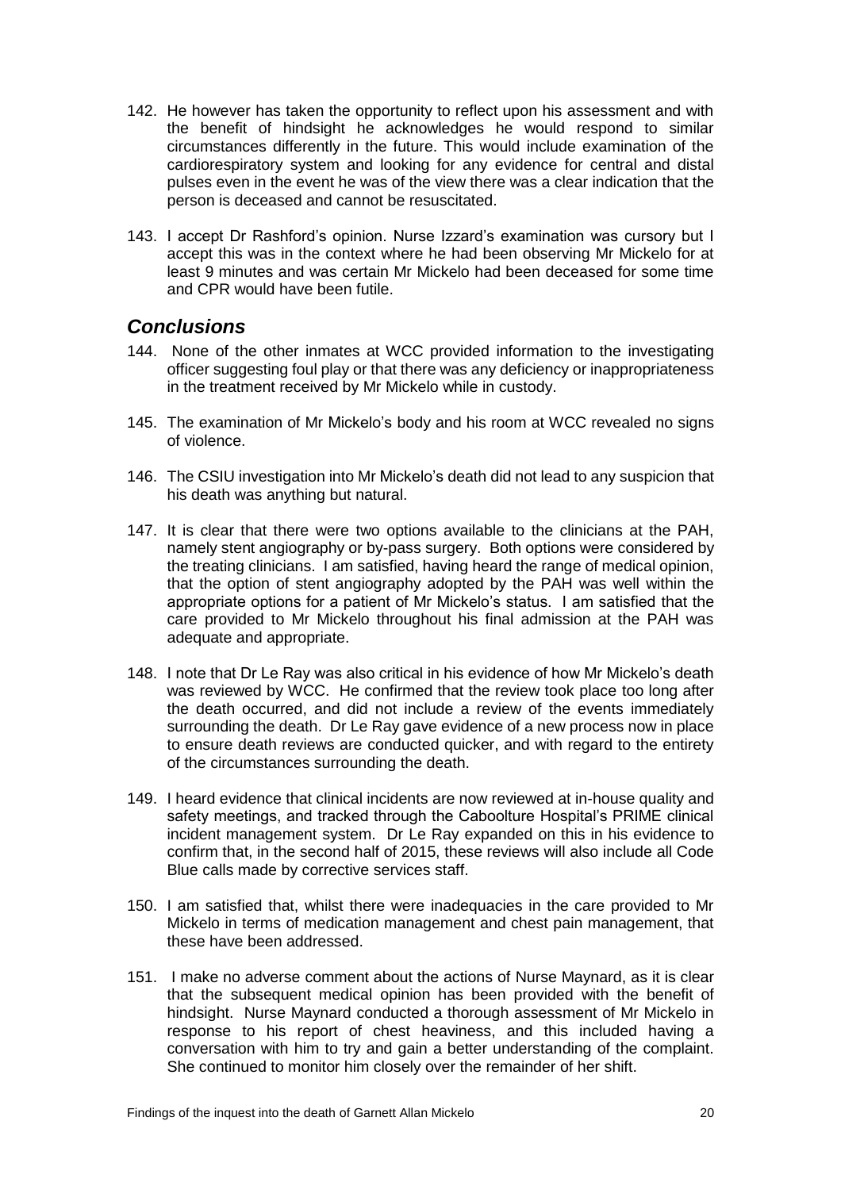142. He however has taken the opportunity to reflect upon his assessment and with the benefit of hindsight he acknowledges he would respond to similar circumstances differently in the future. This would include examination of the cardiorespiratory system and looking for any evidence for central and distal pulses even in the event he was of the view there was a clear indication that the person is deceased and cannot be resuscitated.

143. I accept Dr Rashford's opinion. Nurse Izzard's examination was cursory but I accept this was in the context where he had been observing Mr Mickelo for at least 9 minutes and was certain Mr Mickelo had been deceased for some time and CPR would have been futile.

## *Conclusions*

144. None of the other inmates at WCC provided information to the investigating officer suggesting foul play or that there was any deficiency or inappropriateness in the treatment received by Mr Mickelo while in custody.

145. The examination of Mr Mickelo's body and his room at WCC revealed no signs of violence.

146. The CSIU investigation into Mr Mickelo's death did not lead to any suspicion that his death was anything but natural.

147. It is clear that there were two options available to the clinicians at the PAH, namely stent angiography or by-pass surgery. Both options were considered by the treating clinicians. I am satisfied, having heard the range of medical opinion, that the option of stent angiography adopted by the PAH was well within the appropriate options for a patient of Mr Mickelo's status. I am satisfied that the care provided to Mr Mickelo throughout his final admission at the PAH was adequate and appropriate.

148. I note that Dr Le Ray was also critical in his evidence of how Mr Mickelo's death was reviewed by WCC. He confirmed that the review took place too long after the death occurred, and did not include a review of the events immediately surrounding the death. Dr Le Ray gave evidence of a new process now in place to ensure death reviews are conducted quicker, and with regard to the entirety of the circumstances surrounding the death.

149. I heard evidence that clinical incidents are now reviewed at in-house quality and safety meetings, and tracked through the Caboolture Hospital's PRIME clinical incident management system. Dr Le Ray expanded on this in his evidence to confirm that, in the second half of 2015, these reviews will also include all Code Blue calls made by corrective services staff.

150. I am satisfied that, whilst there were inadequacies in the care provided to Mr Mickelo in terms of medication management and chest pain management, that these have been addressed.

151. I make no adverse comment about the actions of Nurse Maynard, as it is clear that the subsequent medical opinion has been provided with the benefit of hindsight. Nurse Maynard conducted a thorough assessment of Mr Mickelo in response to his report of chest heaviness, and this included having a conversation with him to try and gain a better understanding of the complaint. She continued to monitor him closely over the remainder of her shift.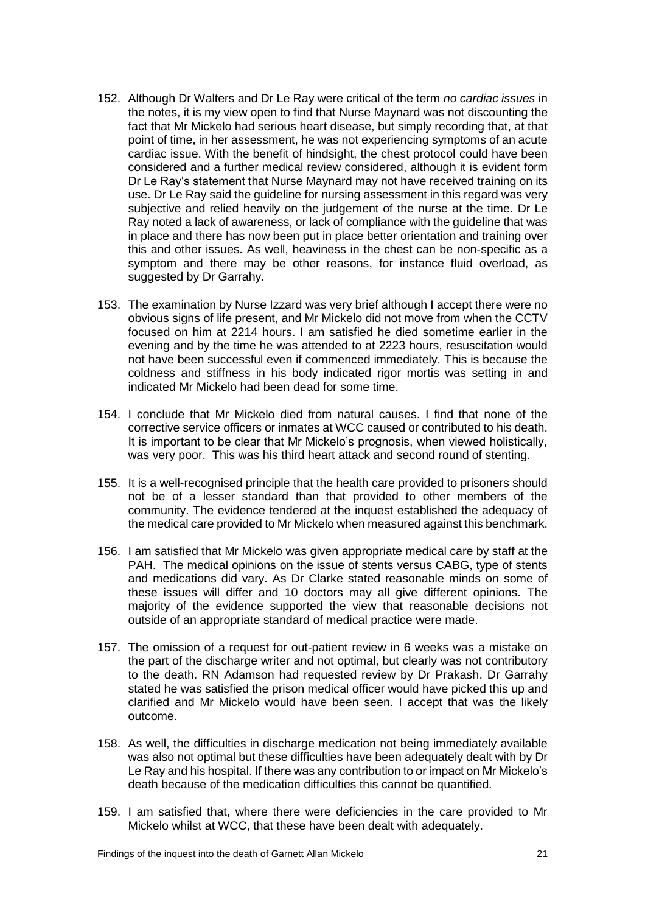152. Although Dr Walters and Dr Le Ray were critical of the term *no cardiac issues* in the notes, it is my view open to find that Nurse Maynard was not discounting the fact that Mr Mickelo had serious heart disease, but simply recording that, at that point of time, in her assessment, he was not experiencing symptoms of an acute cardiac issue. With the benefit of hindsight, the chest protocol could have been considered and a further medical review considered, although it is evident form Dr Le Ray's statement that Nurse Maynard may not have received training on its use. Dr Le Ray said the guideline for nursing assessment in this regard was very subjective and relied heavily on the judgement of the nurse at the time. Dr Le Ray noted a lack of awareness, or lack of compliance with the guideline that was in place and there has now been put in place better orientation and training over this and other issues. As well, heaviness in the chest can be non-specific as a symptom and there may be other reasons, for instance fluid overload, as suggested by Dr Garrahy.

153. The examination by Nurse Izzard was very brief although I accept there were no obvious signs of life present, and Mr Mickelo did not move from when the CCTV focused on him at 2214 hours. I am satisfied he died sometime earlier in the evening and by the time he was attended to at 2223 hours, resuscitation would not have been successful even if commenced immediately. This is because the coldness and stiffness in his body indicated rigor mortis was setting in and indicated Mr Mickelo had been dead for some time.

154. I conclude that Mr Mickelo died from natural causes. I find that none of the corrective service officers or inmates at WCC caused or contributed to his death. It is important to be clear that Mr Mickelo's prognosis, when viewed holistically, was very poor. This was his third heart attack and second round of stenting.

155. It is a well-recognised principle that the health care provided to prisoners should not be of a lesser standard than that provided to other members of the community. The evidence tendered at the inquest established the adequacy of the medical care provided to Mr Mickelo when measured against this benchmark.

156. I am satisfied that Mr Mickelo was given appropriate medical care by staff at the PAH. The medical opinions on the issue of stents versus CABG, type of stents and medications did vary. As Dr Clarke stated reasonable minds on some of these issues will differ and 10 doctors may all give different opinions. The majority of the evidence supported the view that reasonable decisions not outside of an appropriate standard of medical practice were made.

157. The omission of a request for out-patient review in 6 weeks was a mistake on the part of the discharge writer and not optimal, but clearly was not contributory to the death. RN Adamson had requested review by Dr Prakash. Dr Garrahy stated he was satisfied the prison medical officer would have picked this up and clarified and Mr Mickelo would have been seen. I accept that was the likely outcome.

158. As well, the difficulties in discharge medication not being immediately available was also not optimal but these difficulties have been adequately dealt with by Dr Le Ray and his hospital. If there was any contribution to or impact on Mr Mickelo's death because of the medication difficulties this cannot be quantified.

159. I am satisfied that, where there were deficiencies in the care provided to Mr Mickelo whilst at WCC, that these have been dealt with adequately.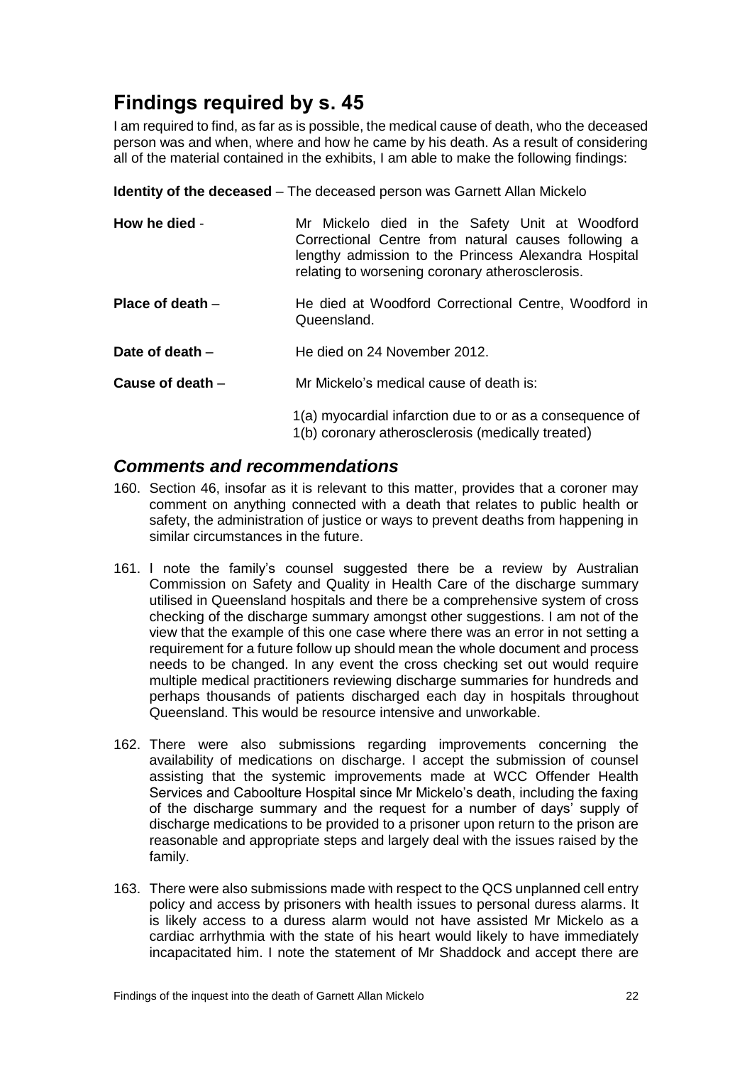# Findings required by s. 45

I am required to find, as far as is possible, the medical cause of death, who the deceased person was and when, where and how he came by his death. As a result of considering all of the material contained in the exhibits, I am able to make the following findings:

**Identity of the deceased** – The deceased person was Garnett Allan Mickelo

**How he died** - Mr Mickelo died in the Safety Unit at Woodford Correctional Centre from natural causes following a lengthy admission to the Princess Alexandra Hospital relating to worsening coronary atherosclerosis.

**Place of death** – He died at Woodford Correctional Centre, Woodford in Queensland.

**Date of death** – He died on 24 November 2012.

**Cause of death** – Mr Mickelo's medical cause of death is:

1(a) myocardial infarction due to or as a consequence of
1(b) coronary atherosclerosis (medically treated)

## *Comments and recommendations*

160. Section 46, insofar as it is relevant to this matter, provides that a coroner may comment on anything connected with a death that relates to public health or safety, the administration of justice or ways to prevent deaths from happening in similar circumstances in the future.

161. I note the family's counsel suggested there be a review by Australian Commission on Safety and Quality in Health Care of the discharge summary utilised in Queensland hospitals and there be a comprehensive system of cross checking of the discharge summary amongst other suggestions. I am not of the view that the example of this one case where there was an error in not setting a requirement for a future follow up should mean the whole document and process needs to be changed. In any event the cross checking set out would require multiple medical practitioners reviewing discharge summaries for hundreds and perhaps thousands of patients discharged each day in hospitals throughout Queensland. This would be resource intensive and unworkable.

162. There were also submissions regarding improvements concerning the availability of medications on discharge. I accept the submission of counsel assisting that the systemic improvements made at WCC Offender Health Services and Caboolture Hospital since Mr Mickelo's death, including the faxing of the discharge summary and the request for a number of days' supply of discharge medications to be provided to a prisoner upon return to the prison are reasonable and appropriate steps and largely deal with the issues raised by the family.

163. There were also submissions made with respect to the QCS unplanned cell entry policy and access by prisoners with health issues to personal duress alarms. It is likely access to a duress alarm would not have assisted Mr Mickelo as a cardiac arrhythmia with the state of his heart would likely to have immediately incapacitated him. I note the statement of Mr Shaddock and accept there are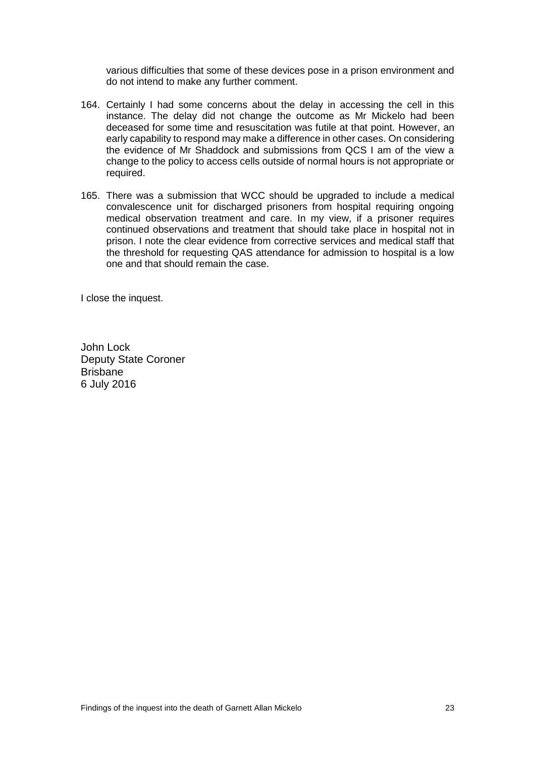various difficulties that some of these devices pose in a prison environment and do not intend to make any further comment.

164. Certainly I had some concerns about the delay in accessing the cell in this instance. The delay did not change the outcome as Mr Mickelo had been deceased for some time and resuscitation was futile at that point. However, an early capability to respond may make a difference in other cases. On considering the evidence of Mr Shaddock and submissions from QCS I am of the view a change to the policy to access cells outside of normal hours is not appropriate or required.

165. There was a submission that WCC should be upgraded to include a medical convalescence unit for discharged prisoners from hospital requiring ongoing medical observation treatment and care. In my view, if a prisoner requires continued observations and treatment that should take place in hospital not in prison. I note the clear evidence from corrective services and medical staff that the threshold for requesting QAS attendance for admission to hospital is a low one and that should remain the case.

I close the inquest.

John Lock
Deputy State Coroner
Brisbane
6 July 2016